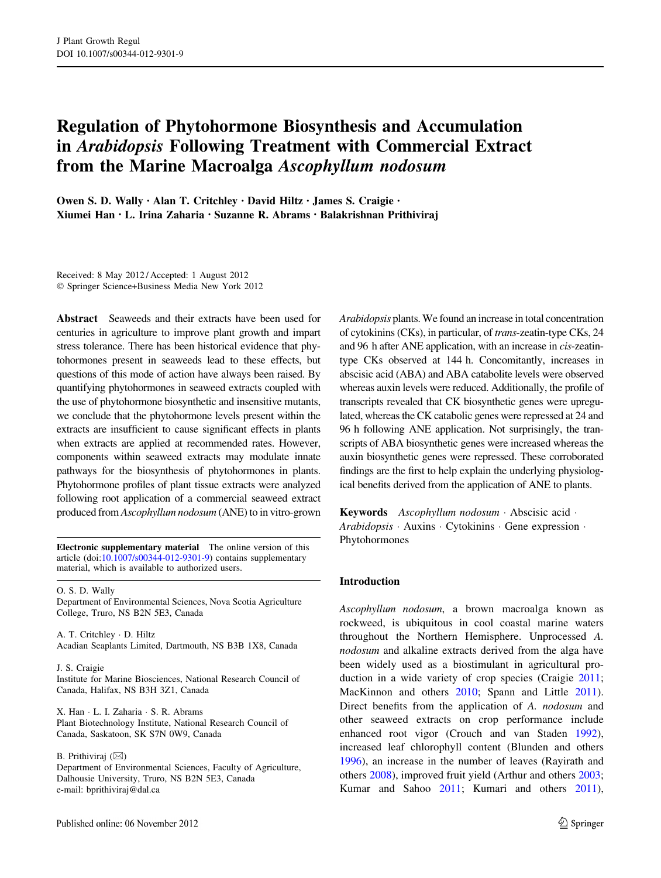# Regulation of Phytohormone Biosynthesis and Accumulation in *Arabidopsis* Following Treatment with Commercial Extract from the Marine Macroalga *Ascophyllum nodosum*

**Owen S. D. Wally · Alan T. Critchley · David Hiltz · James S. Craigie · Xiumei Han · L. Irina Zaharia · Suzanne R. Abrams · Balakrishnan Prithiviraj**

Received: 8 May 2012 / Accepted: 1 August 2012
© Springer Science+Business Media New York 2012

**Abstract** Seaweeds and their extracts have been used for centuries in agriculture to improve plant growth and impart stress tolerance. There has been historical evidence that phytohormones present in seaweeds lead to these effects, but questions of this mode of action have always been raised. By quantifying phytohormones in seaweed extracts coupled with the use of phytohormone biosynthetic and insensitive mutants, we conclude that the phytohormone levels present within the extracts are insufficient to cause significant effects in plants when extracts are applied at recommended rates. However, components within seaweed extracts may modulate innate pathways for the biosynthesis of phytohormones in plants. Phytohormone profiles of plant tissue extracts were analyzed following root application of a commercial seaweed extract produced from *Ascophyllum nodosum* (ANE) to in vitro-grown *Arabidopsis* plants. We found an increase in total concentration of cytokinins (CKs), in particular, of *trans*-zeatin-type CKs, 24 and 96 h after ANE application, with an increase in *cis*-zeatin-type CKs observed at 144 h. Concomitantly, increases in abscisic acid (ABA) and ABA catabolite levels were observed whereas auxin levels were reduced. Additionally, the profile of transcripts revealed that CK biosynthetic genes were upregulated, whereas the CK catabolic genes were repressed at 24 and 96 h following ANE application. Not surprisingly, the transcripts of ABA biosynthetic genes were increased whereas the auxin biosynthetic genes were repressed. These corroborated findings are the first to help explain the underlying physiological benefits derived from the application of ANE to plants.

**Keywords** *Ascophyllum nodosum* · Abscisic acid · *Arabidopsis* · Auxins · Cytokinins · Gene expression · Phytohormones

**Electronic supplementary material** The online version of this article (doi:10.1007/s00344-012-9301-9) contains supplementary material, which is available to authorized users.

O. S. D. Wally
Department of Environmental Sciences, Nova Scotia Agriculture College, Truro, NS B2N 5E3, Canada

A. T. Critchley · D. Hiltz
Acadian Seaplants Limited, Dartmouth, NS B3B 1X8, Canada

J. S. Craigie
Institute for Marine Biosciences, National Research Council of Canada, Halifax, NS B3H 3Z1, Canada

X. Han · L. I. Zaharia · S. R. Abrams
Plant Biotechnology Institute, National Research Council of Canada, Saskatoon, SK S7N 0W9, Canada

B. Prithiviraj (✉)
Department of Environmental Sciences, Faculty of Agriculture, Dalhousie University, Truro, NS B2N 5E3, Canada
e-mail: bprithiviraj@dal.ca

Published online: 06 November 2012

## Introduction

*Ascophyllum nodosum*, a brown macroalga known as rockweed, is ubiquitous in cool coastal marine waters throughout the Northern Hemisphere. Unprocessed *A. nodosum* and alkaline extracts derived from the alga have been widely used as a biostimulant in agricultural production in a wide variety of crop species (Craigie 2011; MacKinnon and others 2010; Spann and Little 2011). Direct benefits from the application of *A. nodosum* and other seaweed extracts on crop performance include enhanced root vigor (Crouch and van Staden 1992), increased leaf chlorophyll content (Blunden and others 1996), an increase in the number of leaves (Rayirath and others 2008), improved fruit yield (Arthur and others 2003; Kumar and Sahoo 2011; Kumari and others 2011),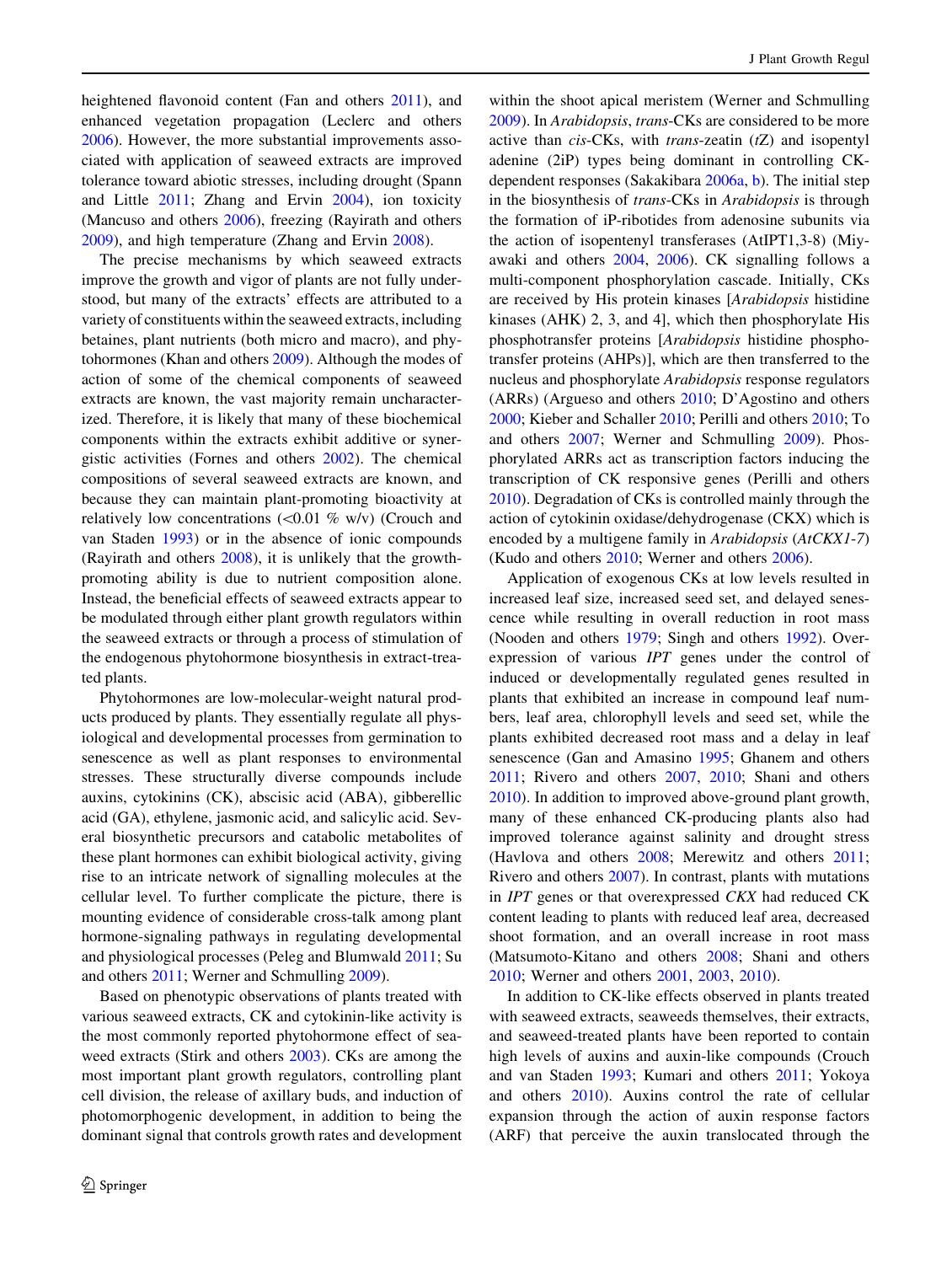heightened flavonoid content (Fan and others 2011), and enhanced vegetation propagation (Leclerc and others 2006). However, the more substantial improvements associated with application of seaweed extracts are improved tolerance toward abiotic stresses, including drought (Spann and Little 2011; Zhang and Ervin 2004), ion toxicity (Mancuso and others 2006), freezing (Rayirath and others 2009), and high temperature (Zhang and Ervin 2008).

The precise mechanisms by which seaweed extracts improve the growth and vigor of plants are not fully understood, but many of the extracts' effects are attributed to a variety of constituents within the seaweed extracts, including betaines, plant nutrients (both micro and macro), and phytohormones (Khan and others 2009). Although the modes of action of some of the chemical components of seaweed extracts are known, the vast majority remain uncharacterized. Therefore, it is likely that many of these biochemical components within the extracts exhibit additive or synergistic activities (Fornes and others 2002). The chemical compositions of several seaweed extracts are known, and because they can maintain plant-promoting bioactivity at relatively low concentrations (<0.01 % w/v) (Crouch and van Staden 1993) or in the absence of ionic compounds (Rayirath and others 2008), it is unlikely that the growth-promoting ability is due to nutrient composition alone. Instead, the beneficial effects of seaweed extracts appear to be modulated through either plant growth regulators within the seaweed extracts or through a process of stimulation of the endogenous phytohormone biosynthesis in extract-treated plants.

Phytohormones are low-molecular-weight natural products produced by plants. They essentially regulate all physiological and developmental processes from germination to senescence as well as plant responses to environmental stresses. These structurally diverse compounds include auxins, cytokinins (CK), abscisic acid (ABA), gibberellic acid (GA), ethylene, jasmonic acid, and salicylic acid. Several biosynthetic precursors and catabolic metabolites of these plant hormones can exhibit biological activity, giving rise to an intricate network of signalling molecules at the cellular level. To further complicate the picture, there is mounting evidence of considerable cross-talk among plant hormone-signaling pathways in regulating developmental and physiological processes (Peleg and Blumwald 2011; Su and others 2011; Werner and Schmulling 2009).

Based on phenotypic observations of plants treated with various seaweed extracts, CK and cytokinin-like activity is the most commonly reported phytohormone effect of seaweed extracts (Stirk and others 2003). CKs are among the most important plant growth regulators, controlling plant cell division, the release of axillary buds, and induction of photomorphogenic development, in addition to being the dominant signal that controls growth rates and development within the shoot apical meristem (Werner and Schmulling 2009). In *Arabidopsis*, *trans*-CKs are considered to be more active than *cis*-CKs, with *trans*-zeatin (*t*Z) and isopentyl adenine (2iP) types being dominant in controlling CK-dependent responses (Sakakibara 2006a, b). The initial step in the biosynthesis of *trans*-CKs in *Arabidopsis* is through the formation of iP-ribotides from adenosine subunits via the action of isopentenyl transferases (AtIPT1,3-8) (Miyawaki and others 2004, 2006). CK signalling follows a multi-component phosphorylation cascade. Initially, CKs are received by His protein kinases [*Arabidopsis* histidine kinases (AHK) 2, 3, and 4], which then phosphorylate His phosphotransfer proteins [*Arabidopsis* histidine phosphotransfer proteins (AHPs)], which are then transferred to the nucleus and phosphorylate *Arabidopsis* response regulators (ARRs) (Argueso and others 2010; D'Agostino and others 2000; Kieber and Schaller 2010; Perilli and others 2010; To and others 2007; Werner and Schmulling 2009). Phosphorylated ARRs act as transcription factors inducing the transcription of CK responsive genes (Perilli and others 2010). Degradation of CKs is controlled mainly through the action of cytokinin oxidase/dehydrogenase (CKX) which is encoded by a multigene family in *Arabidopsis* (*AtCKX1-7*) (Kudo and others 2010; Werner and others 2006).

Application of exogenous CKs at low levels resulted in increased leaf size, increased seed set, and delayed senescence while resulting in overall reduction in root mass (Nooden and others 1979; Singh and others 1992). Overexpression of various *IPT* genes under the control of induced or developmentally regulated genes resulted in plants that exhibited an increase in compound leaf numbers, leaf area, chlorophyll levels and seed set, while the plants exhibited decreased root mass and a delay in leaf senescence (Gan and Amasino 1995; Ghanem and others 2011; Rivero and others 2007, 2010; Shani and others 2010). In addition to improved above-ground plant growth, many of these enhanced CK-producing plants also had improved tolerance against salinity and drought stress (Havlova and others 2008; Merewitz and others 2011; Rivero and others 2007). In contrast, plants with mutations in *IPT* genes or that overexpressed *CKX* had reduced CK content leading to plants with reduced leaf area, decreased shoot formation, and an overall increase in root mass (Matsumoto-Kitano and others 2008; Shani and others 2010; Werner and others 2001, 2003, 2010).

In addition to CK-like effects observed in plants treated with seaweed extracts, seaweeds themselves, their extracts, and seaweed-treated plants have been reported to contain high levels of auxins and auxin-like compounds (Crouch and van Staden 1993; Kumari and others 2011; Yokoya and others 2010). Auxins control the rate of cellular expansion through the action of auxin response factors (ARF) that perceive the auxin translocated through the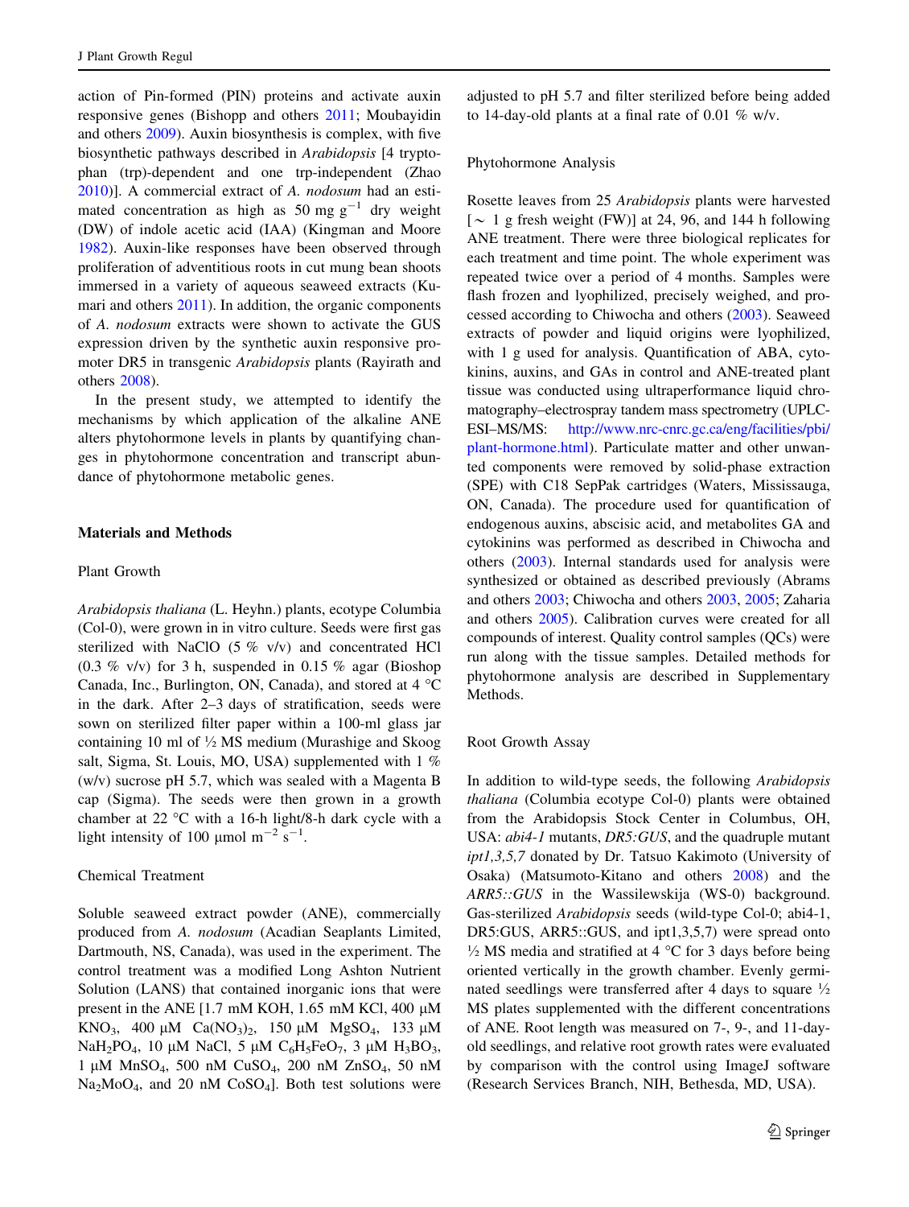action of Pin-formed (PIN) proteins and activate auxin responsive genes (Bishopp and others 2011; Moubayidin and others 2009). Auxin biosynthesis is complex, with five biosynthetic pathways described in *Arabidopsis* [4 tryptophan (trp)-dependent and one trp-independent (Zhao 2010)]. A commercial extract of *A. nodosum* had an estimated concentration as high as 50 mg $g^{-1}$ dry weight (DW) of indole acetic acid (IAA) (Kingman and Moore 1982). Auxin-like responses have been observed through proliferation of adventitious roots in cut mung bean shoots immersed in a variety of aqueous seaweed extracts (Kumari and others 2011). In addition, the organic components of *A. nodosum* extracts were shown to activate the GUS expression driven by the synthetic auxin responsive promoter DR5 in transgenic *Arabidopsis* plants (Rayirath and others 2008).

In the present study, we attempted to identify the mechanisms by which application of the alkaline ANE alters phytohormone levels in plants by quantifying changes in phytohormone concentration and transcript abundance of phytohormone metabolic genes.

## Materials and Methods

### Plant Growth

*Arabidopsis thaliana* (L. Heyhn.) plants, ecotype Columbia (Col-0), were grown in in vitro culture. Seeds were first gas sterilized with NaClO (5 % v/v) and concentrated HCl (0.3 % v/v) for 3 h, suspended in 0.15 % agar (Bioshop Canada, Inc., Burlington, ON, Canada), and stored at 4 °C in the dark. After 2–3 days of stratification, seeds were sown on sterilized filter paper within a 100-ml glass jar containing 10 ml of ½ MS medium (Murashige and Skoog salt, Sigma, St. Louis, MO, USA) supplemented with 1 % (w/v) sucrose pH 5.7, which was sealed with a Magenta B cap (Sigma). The seeds were then grown in a growth chamber at 22 °C with a 16-h light/8-h dark cycle with a light intensity of 100 μmol $m^{-2}$ $s^{-1}$.

### Chemical Treatment

Soluble seaweed extract powder (ANE), commercially produced from *A. nodosum* (Acadian Seaplants Limited, Dartmouth, NS, Canada), was used in the experiment. The control treatment was a modified Long Ashton Nutrient Solution (LANS) that contained inorganic ions that were present in the ANE [1.7 mM KOH, 1.65 mM KCl, 400 μM $KNO_3$, 400 μM $Ca(NO_3)_2$, 150 μM $MgSO_4$, 133 μM $NaH_2PO_4$, 10 μM NaCl, 5 μM $C_6H_5FeO_7$, 3 μM $H_3BO_3$, 1 μM $MnSO_4$, 500 nM $CuSO_4$, 200 nM $ZnSO_4$, 50 nM $Na_2MoO_4$, and 20 nM $CoSO_4$]. Both test solutions were adjusted to pH 5.7 and filter sterilized before being added to 14-day-old plants at a final rate of 0.01 % w/v.

### Phytohormone Analysis

Rosette leaves from 25 *Arabidopsis* plants were harvested [~ 1 g fresh weight (FW)] at 24, 96, and 144 h following ANE treatment. There were three biological replicates for each treatment and time point. The whole experiment was repeated twice over a period of 4 months. Samples were flash frozen and lyophilized, precisely weighed, and processed according to Chiwocha and others (2003). Seaweed extracts of powder and liquid origins were lyophilized, with 1 g used for analysis. Quantification of ABA, cytokinins, auxins, and GAs in control and ANE-treated plant tissue was conducted using ultraperformance liquid chromatography–electrospray tandem mass spectrometry (UPLC-ESI–MS/MS: http://www.nrc-cnrc.gc.ca/eng/facilities/pbi/plant-hormone.html). Particulate matter and other unwanted components were removed by solid-phase extraction (SPE) with C18 SepPak cartridges (Waters, Mississauga, ON, Canada). The procedure used for quantification of endogenous auxins, abscisic acid, and metabolites GA and cytokinins was performed as described in Chiwocha and others (2003). Internal standards used for analysis were synthesized or obtained as described previously (Abrams and others 2003; Chiwocha and others 2003, 2005; Zaharia and others 2005). Calibration curves were created for all compounds of interest. Quality control samples (QCs) were run along with the tissue samples. Detailed methods for phytohormone analysis are described in Supplementary Methods.

### Root Growth Assay

In addition to wild-type seeds, the following *Arabidopsis thaliana* (Columbia ecotype Col-0) plants were obtained from the Arabidopsis Stock Center in Columbus, OH, USA: *abi4-1* mutants, *DR5:GUS*, and the quadruple mutant *ipt1,3,5,7* donated by Dr. Tatsuo Kakimoto (University of Osaka) (Matsumoto-Kitano and others 2008) and the *ARR5::GUS* in the Wassilewskija (WS-0) background. Gas-sterilized *Arabidopsis* seeds (wild-type Col-0; abi4-1, DR5:GUS, ARR5::GUS, and ipt1,3,5,7) were spread onto ½ MS media and stratified at 4 °C for 3 days before being oriented vertically in the growth chamber. Evenly germinated seedlings were transferred after 4 days to square ½ MS plates supplemented with the different concentrations of ANE. Root length was measured on 7-, 9-, and 11-day-old seedlings, and relative root growth rates were evaluated by comparison with the control using ImageJ software (Research Services Branch, NIH, Bethesda, MD, USA).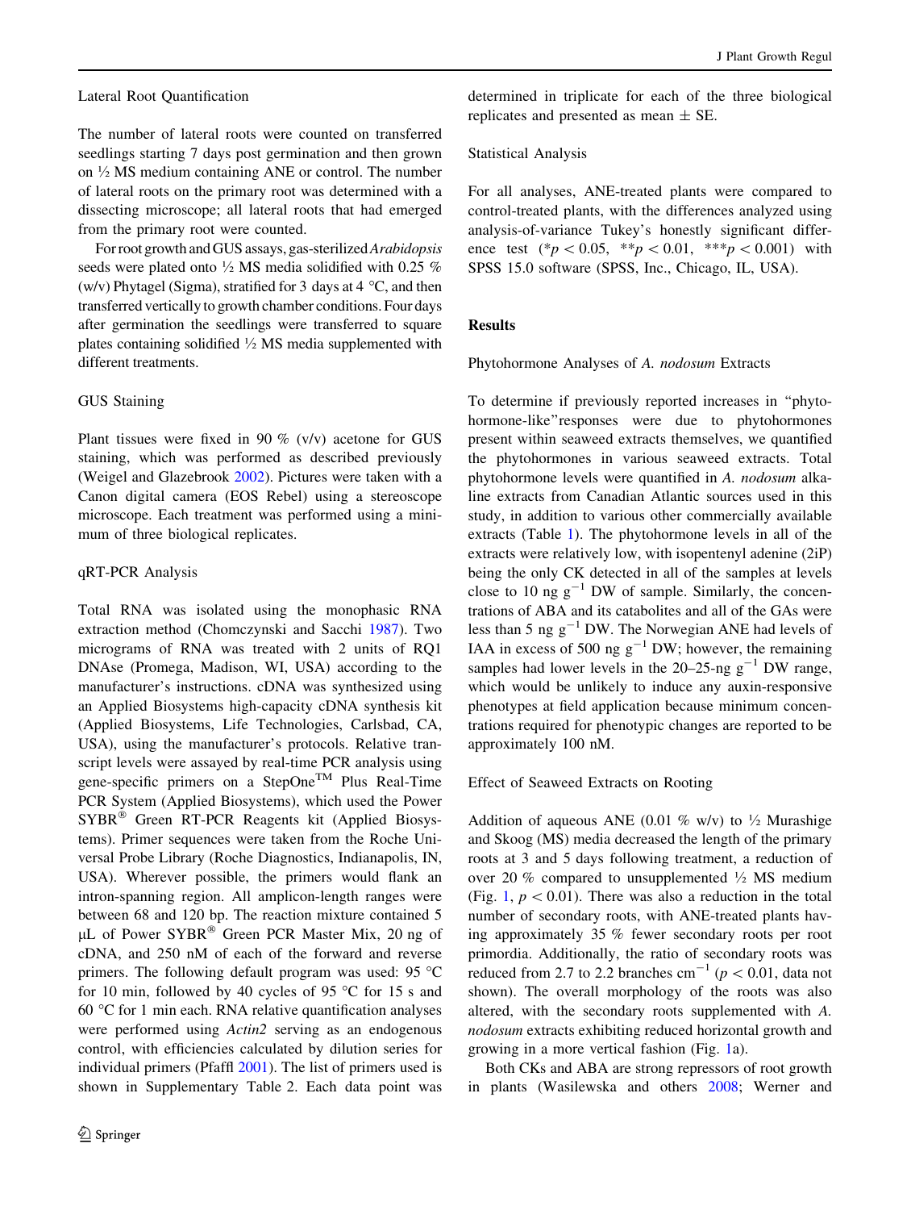### Lateral Root Quantification

The number of lateral roots were counted on transferred seedlings starting 7 days post germination and then grown on ½ MS medium containing ANE or control. The number of lateral roots on the primary root was determined with a dissecting microscope; all lateral roots that had emerged from the primary root were counted.

For root growth and GUS assays, gas-sterilized *Arabidopsis* seeds were plated onto ½ MS media solidified with 0.25 % (w/v) Phytagel (Sigma), stratified for 3 days at 4 °C, and then transferred vertically to growth chamber conditions. Four days after germination the seedlings were transferred to square plates containing solidified ½ MS media supplemented with different treatments.

### GUS Staining

Plant tissues were fixed in 90 % (v/v) acetone for GUS staining, which was performed as described previously (Weigel and Glazebrook 2002). Pictures were taken with a Canon digital camera (EOS Rebel) using a stereoscope microscope. Each treatment was performed using a minimum of three biological replicates.

### qRT-PCR Analysis

Total RNA was isolated using the monophasic RNA extraction method (Chomczynski and Sacchi 1987). Two micrograms of RNA was treated with 2 units of RQ1 DNAse (Promega, Madison, WI, USA) according to the manufacturer's instructions. cDNA was synthesized using an Applied Biosystems high-capacity cDNA synthesis kit (Applied Biosystems, Life Technologies, Carlsbad, CA, USA), using the manufacturer's protocols. Relative transcript levels were assayed by real-time PCR analysis using gene-specific primers on a StepOne™ Plus Real-Time PCR System (Applied Biosystems), which used the Power SYBR® Green RT-PCR Reagents kit (Applied Biosystems). Primer sequences were taken from the Roche Universal Probe Library (Roche Diagnostics, Indianapolis, IN, USA). Wherever possible, the primers would flank an intron-spanning region. All amplicon-length ranges were between 68 and 120 bp. The reaction mixture contained 5 μL of Power SYBR® Green PCR Master Mix, 20 ng of cDNA, and 250 nM of each of the forward and reverse primers. The following default program was used: 95 °C for 10 min, followed by 40 cycles of 95 °C for 15 s and 60 °C for 1 min each. RNA relative quantification analyses were performed using *Actin2* serving as an endogenous control, with efficiencies calculated by dilution series for individual primers (Pfaffl 2001). The list of primers used is shown in Supplementary Table 2. Each data point was determined in triplicate for each of the three biological replicates and presented as mean ± SE.

### Statistical Analysis

For all analyses, ANE-treated plants were compared to control-treated plants, with the differences analyzed using analysis-of-variance Tukey's honestly significant difference test (*$p < 0.05$, **$p < 0.01$, ***$p < 0.001$) with SPSS 15.0 software (SPSS, Inc., Chicago, IL, USA).

## Results

### Phytohormone Analyses of *A. nodosum* Extracts

To determine if previously reported increases in "phytohormone-like" responses were due to phytohormones present within seaweed extracts themselves, we quantified the phytohormones in various seaweed extracts. Total phytohormone levels were quantified in *A. nodosum* alkaline extracts from Canadian Atlantic sources used in this study, in addition to various other commercially available extracts (Table 1). The phytohormone levels in all of the extracts were relatively low, with isopentenyl adenine (2iP) being the only CK detected in all of the samples at levels close to 10 ng $g^{-1}$ DW of sample. Similarly, the concentrations of ABA and its catabolites and all of the GAs were less than 5 ng $g^{-1}$ DW. The Norwegian ANE had levels of IAA in excess of 500 ng $g^{-1}$ DW; however, the remaining samples had lower levels in the 20–25-ng $g^{-1}$ DW range, which would be unlikely to induce any auxin-responsive phenotypes at field application because minimum concentrations required for phenotypic changes are reported to be approximately 100 nM.

### Effect of Seaweed Extracts on Rooting

Addition of aqueous ANE (0.01 % w/v) to ½ Murashige and Skoog (MS) media decreased the length of the primary roots at 3 and 5 days following treatment, a reduction of over 20 % compared to unsupplemented ½ MS medium (Fig. 1, $p < 0.01$). There was also a reduction in the total number of secondary roots, with ANE-treated plants having approximately 35 % fewer secondary roots per root primordia. Additionally, the ratio of secondary roots was reduced from 2.7 to 2.2 branches $cm^{-1}$ ($p < 0.01$, data not shown). The overall morphology of the roots was also altered, with the secondary roots supplemented with *A. nodosum* extracts exhibiting reduced horizontal growth and growing in a more vertical fashion (Fig. 1a).

Both CKs and ABA are strong repressors of root growth in plants (Wasilewska and others 2008; Werner and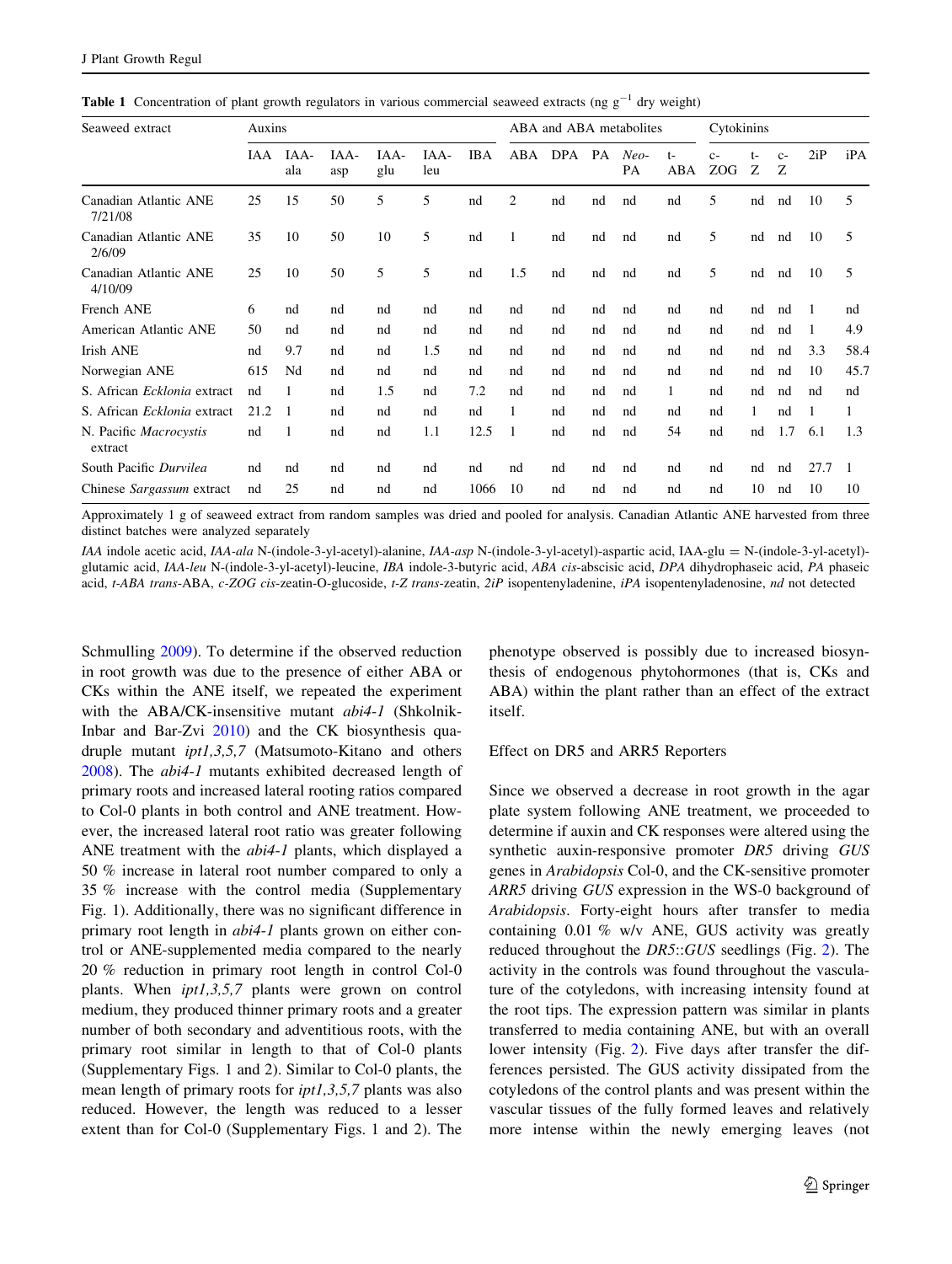**Table 1** Concentration of plant growth regulators in various commercial seaweed extracts (ng $g^{-1}$ dry weight)

| Seaweed extract | Auxins | | | | | | ABA and ABA metabolites | | | | | Cytokinins | | | | |
|---|---|---|---|---|---|---|---|---|---|---|---|---|---|---|---|---|
| | IAA | IAA-ala | IAA-asp | IAA-glu | IAA-leu | IBA | ABA | DPA | PA | *Neo*-PA | t-ABA | c-ZOG | t-Z | c-Z | 2iP | iPA |
| Canadian Atlantic ANE 7/21/08 | 25 | 15 | 50 | 5 | 5 | nd | 2 | nd | nd | nd | nd | 5 | nd | nd | 10 | 5 |
| Canadian Atlantic ANE 2/6/09 | 35 | 10 | 50 | 10 | 5 | nd | 1 | nd | nd | nd | nd | 5 | nd | nd | 10 | 5 |
| Canadian Atlantic ANE 4/10/09 | 25 | 10 | 50 | 5 | 5 | nd | 1.5 | nd | nd | nd | nd | 5 | nd | nd | 10 | 5 |
| French ANE | 6 | nd | nd | nd | nd | nd | nd | nd | nd | nd | nd | nd | nd | nd | 1 | nd |
| American Atlantic ANE | 50 | nd | nd | nd | nd | nd | nd | nd | nd | nd | nd | nd | nd | nd | 1 | 4.9 |
| Irish ANE | nd | 9.7 | nd | nd | 1.5 | nd | nd | nd | nd | nd | nd | nd | nd | nd | 3.3 | 58.4 |
| Norwegian ANE | 615 | Nd | nd | nd | nd | nd | nd | nd | nd | nd | nd | nd | nd | nd | 10 | 45.7 |
| S. African *Ecklonia* extract | nd | 1 | nd | 1.5 | nd | 7.2 | nd | nd | nd | nd | 1 | nd | nd | nd | nd | nd |
| S. African *Ecklonia* extract | 21.2 | 1 | nd | nd | nd | nd | 1 | nd | nd | nd | nd | nd | 1 | nd | 1 | 1 |
| N. Pacific *Macrocystis* extract | nd | 1 | nd | nd | 1.1 | 12.5 | 1 | nd | nd | nd | 54 | nd | nd | 1.7 | 6.1 | 1.3 |
| South Pacific *Durvilea* | nd | nd | nd | nd | nd | nd | nd | nd | nd | nd | nd | nd | nd | nd | 27.7 | 1 |
| Chinese *Sargassum* extract | nd | 25 | nd | nd | nd | 1066 | 10 | nd | nd | nd | nd | nd | 10 | nd | 10 | 10 |

Approximately 1 g of seaweed extract from random samples was dried and pooled for analysis. Canadian Atlantic ANE harvested from three distinct batches were analyzed separately

*IAA* indole acetic acid, *IAA-ala* N-(indole-3-yl-acetyl)-alanine, *IAA-asp* N-(indole-3-yl-acetyl)-aspartic acid, IAA-glu = N-(indole-3-yl-acetyl)-glutamic acid, *IAA-leu* N-(indole-3-yl-acetyl)-leucine, *IBA* indole-3-butyric acid, *ABA cis*-abscisic acid, *DPA* dihydrophaseic acid, *PA* phaseic acid, *t-ABA trans*-ABA, *c-ZOG cis*-zeatin-O-glucoside, *t-Z trans*-zeatin, *2iP* isopentenyladenine, *iPA* isopentenyladenosine, *nd* not detected

Schmulling 2009). To determine if the observed reduction in root growth was due to the presence of either ABA or CKs within the ANE itself, we repeated the experiment with the ABA/CK-insensitive mutant *abi4-1* (Shkolnik-Inbar and Bar-Zvi 2010) and the CK biosynthesis quadruple mutant *ipt1,3,5,7* (Matsumoto-Kitano and others 2008). The *abi4-1* mutants exhibited decreased length of primary roots and increased lateral rooting ratios compared to Col-0 plants in both control and ANE treatment. However, the increased lateral root ratio was greater following ANE treatment with the *abi4-1* plants, which displayed a 50 % increase in lateral root number compared to only a 35 % increase with the control media (Supplementary Fig. 1). Additionally, there was no significant difference in primary root length in *abi4-1* plants grown on either control or ANE-supplemented media compared to the nearly 20 % reduction in primary root length in control Col-0 plants. When *ipt1,3,5,7* plants were grown on control medium, they produced thinner primary roots and a greater number of both secondary and adventitious roots, with the primary root similar in length to that of Col-0 plants (Supplementary Figs. 1 and 2). Similar to Col-0 plants, the mean length of primary roots for *ipt1,3,5,7* plants was also reduced. However, the length was reduced to a lesser extent than for Col-0 (Supplementary Figs. 1 and 2). The phenotype observed is possibly due to increased biosynthesis of endogenous phytohormones (that is, CKs and ABA) within the plant rather than an effect of the extract itself.

### Effect on DR5 and ARR5 Reporters

Since we observed a decrease in root growth in the agar plate system following ANE treatment, we proceeded to determine if auxin and CK responses were altered using the synthetic auxin-responsive promoter *DR5* driving *GUS* genes in *Arabidopsis* Col-0, and the CK-sensitive promoter *ARR5* driving *GUS* expression in the WS-0 background of *Arabidopsis*. Forty-eight hours after transfer to media containing 0.01 % w/v ANE, GUS activity was greatly reduced throughout the *DR5*::*GUS* seedlings (Fig. 2). The activity in the controls was found throughout the vasculature of the cotyledons, with increasing intensity found at the root tips. The expression pattern was similar in plants transferred to media containing ANE, but with an overall lower intensity (Fig. 2). Five days after transfer the differences persisted. The GUS activity dissipated from the cotyledons of the control plants and was present within the vascular tissues of the fully formed leaves and relatively more intense within the newly emerging leaves (not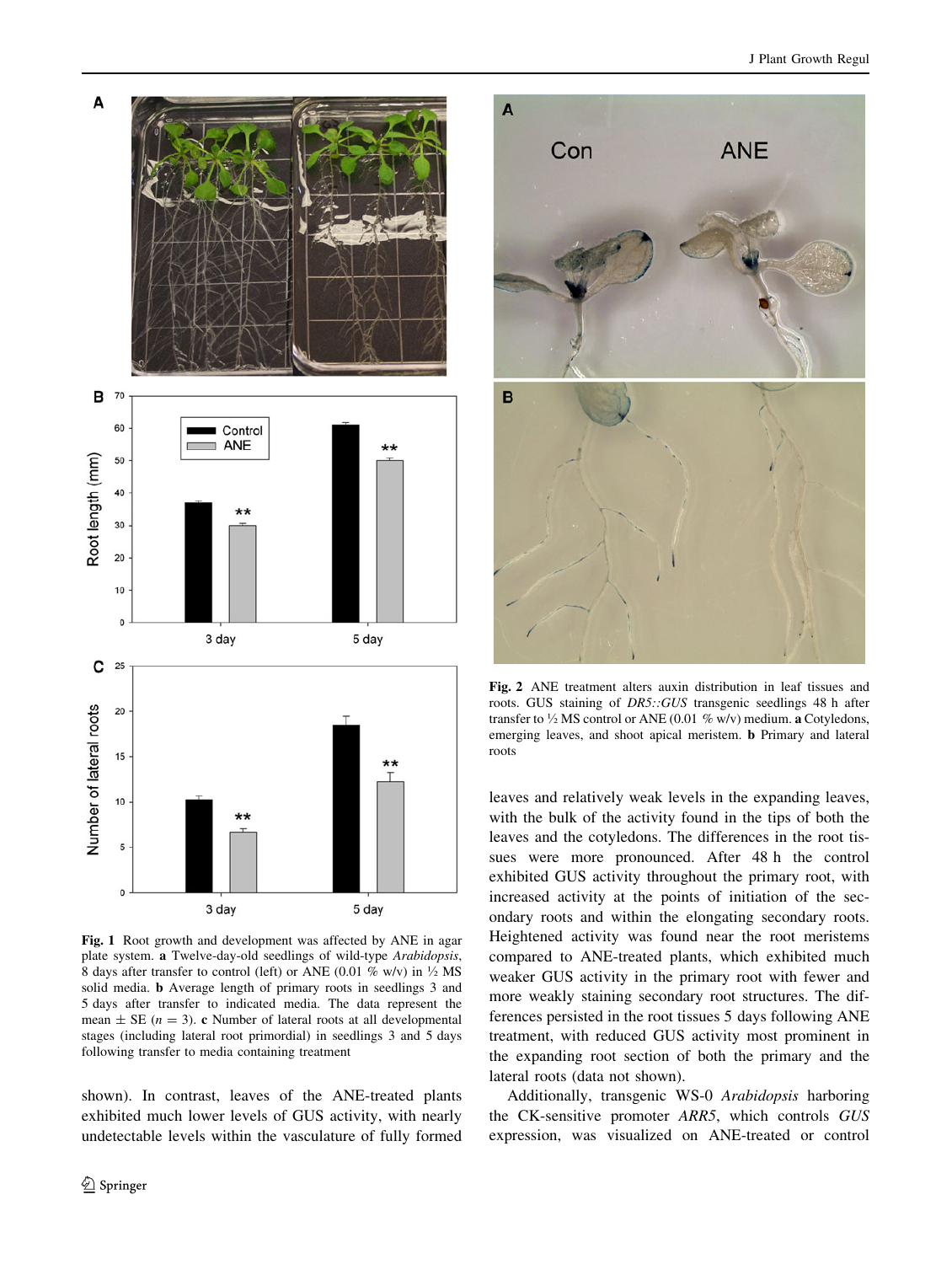Fig. 1 Root growth and development was affected by ANE in agar plate system. **a** Twelve-day-old seedlings of wild-type *Arabidopsis*, 8 days after transfer to control (left) or ANE (0.01 % w/v) in ½ MS solid media. **b** Average length of primary roots in seedlings 3 and 5 days after transfer to indicated media. The data represent the mean ± SE ($n = 3$). **c** Number of lateral roots at all developmental stages (including lateral root primordial) in seedlings 3 and 5 days following transfer to media containing treatment

shown). In contrast, leaves of the ANE-treated plants exhibited much lower levels of GUS activity, with nearly undetectable levels within the vasculature of fully formed leaves and relatively weak levels in the expanding leaves, with the bulk of the activity found in the tips of both the leaves and the cotyledons. The differences in the root tissues were more pronounced. After 48 h the control exhibited GUS activity throughout the primary root, with increased activity at the points of initiation of the secondary roots and within the elongating secondary roots. Heightened activity was found near the root meristems compared to ANE-treated plants, which exhibited much weaker GUS activity in the primary root with fewer and more weakly staining secondary root structures. The differences persisted in the root tissues 5 days following ANE treatment, with reduced GUS activity most prominent in the expanding root section of both the primary and the lateral roots (data not shown).

Fig. 2 ANE treatment alters auxin distribution in leaf tissues and roots. GUS staining of *DR5::GUS* transgenic seedlings 48 h after transfer to ½ MS control or ANE (0.01 % w/v) medium. **a** Cotyledons, emerging leaves, and shoot apical meristem. **b** Primary and lateral roots

Additionally, transgenic WS-0 *Arabidopsis* harboring the CK-sensitive promoter *ARR5*, which controls *GUS* expression, was visualized on ANE-treated or control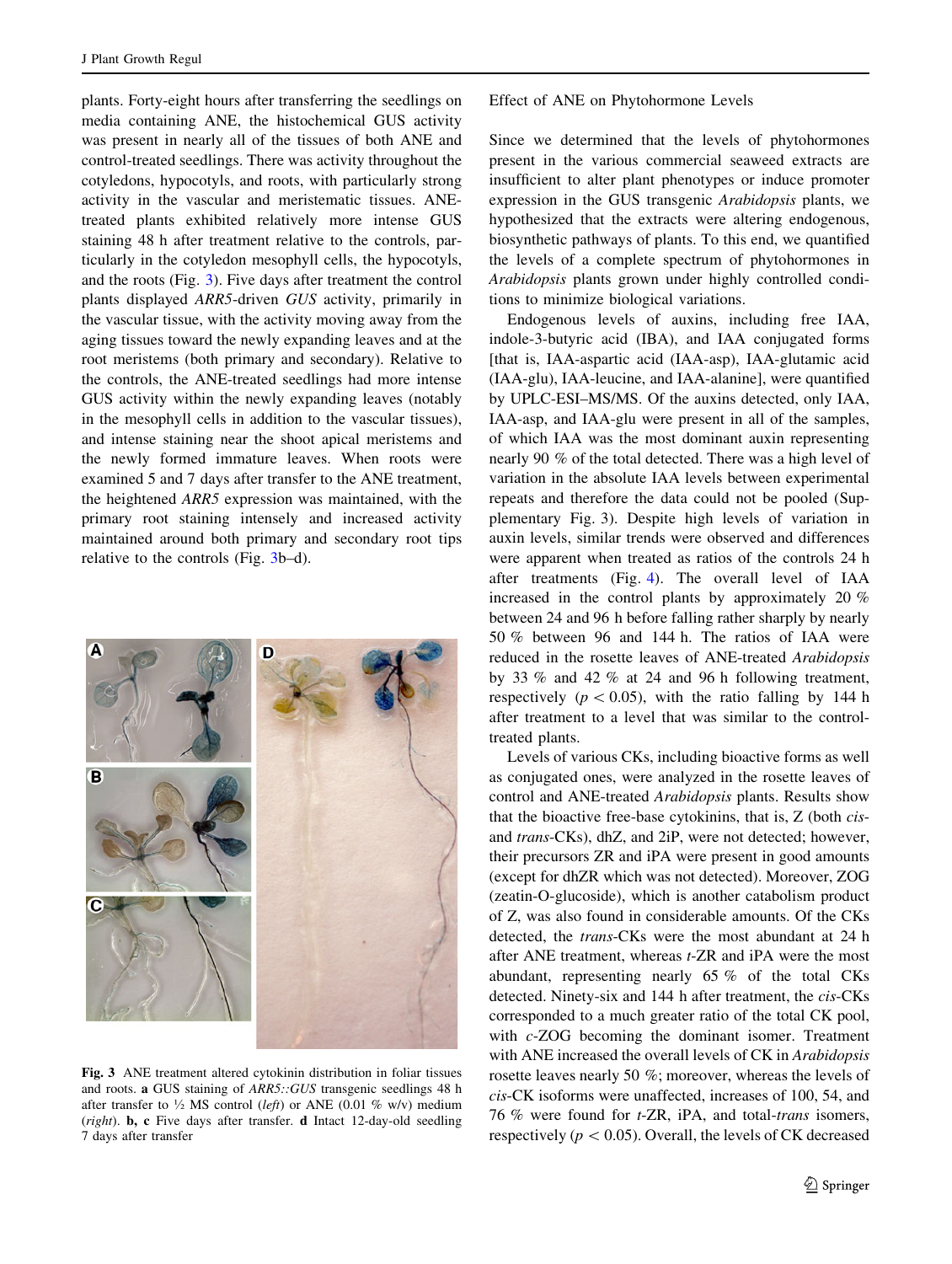plants. Forty-eight hours after transferring the seedlings on media containing ANE, the histochemical GUS activity was present in nearly all of the tissues of both ANE and control-treated seedlings. There was activity throughout the cotyledons, hypocotyls, and roots, with particularly strong activity in the vascular and meristematic tissues. ANE-treated plants exhibited relatively more intense GUS staining 48 h after treatment relative to the controls, particularly in the cotyledon mesophyll cells, the hypocotyls, and the roots (Fig. 3). Five days after treatment the control plants displayed *ARR5*-driven *GUS* activity, primarily in the vascular tissue, with the activity moving away from the aging tissues toward the newly expanding leaves and at the root meristems (both primary and secondary). Relative to the controls, the ANE-treated seedlings had more intense GUS activity within the newly expanding leaves (notably in the mesophyll cells in addition to the vascular tissues), and intense staining near the shoot apical meristems and the newly formed immature leaves. When roots were examined 5 and 7 days after transfer to the ANE treatment, the heightened *ARR5* expression was maintained, with the primary root staining intensely and increased activity maintained around both primary and secondary root tips relative to the controls (Fig. 3b–d).

**Fig. 3** ANE treatment altered cytokinin distribution in foliar tissues and roots. **a** GUS staining of *ARR5::GUS* transgenic seedlings 48 h after transfer to ½ MS control (*left*) or ANE (0.01 % w/v) medium (*right*). **b, c** Five days after transfer. **d** Intact 12-day-old seedling 7 days after transfer

## Effect of ANE on Phytohormone Levels

Since we determined that the levels of phytohormones present in the various commercial seaweed extracts are insufficient to alter plant phenotypes or induce promoter expression in the GUS transgenic *Arabidopsis* plants, we hypothesized that the extracts were altering endogenous, biosynthetic pathways of plants. To this end, we quantified the levels of a complete spectrum of phytohormones in *Arabidopsis* plants grown under highly controlled conditions to minimize biological variations.

Endogenous levels of auxins, including free IAA, indole-3-butyric acid (IBA), and IAA conjugated forms [that is, IAA-aspartic acid (IAA-asp), IAA-glutamic acid (IAA-glu), IAA-leucine, and IAA-alanine], were quantified by UPLC-ESI–MS/MS. Of the auxins detected, only IAA, IAA-asp, and IAA-glu were present in all of the samples, of which IAA was the most dominant auxin representing nearly 90 % of the total detected. There was a high level of variation in the absolute IAA levels between experimental repeats and therefore the data could not be pooled (Supplementary Fig. 3). Despite high levels of variation in auxin levels, similar trends were observed and differences were apparent when treated as ratios of the controls 24 h after treatments (Fig. 4). The overall level of IAA increased in the control plants by approximately 20 % between 24 and 96 h before falling rather sharply by nearly 50 % between 96 and 144 h. The ratios of IAA were reduced in the rosette leaves of ANE-treated *Arabidopsis* by 33 % and 42 % at 24 and 96 h following treatment, respectively ($p < 0.05$), with the ratio falling by 144 h after treatment to a level that was similar to the control-treated plants.

Levels of various CKs, including bioactive forms as well as conjugated ones, were analyzed in the rosette leaves of control and ANE-treated *Arabidopsis* plants. Results show that the bioactive free-base cytokinins, that is, Z (both *cis*- and *trans*-CKs), dhZ, and 2iP, were not detected; however, their precursors ZR and iPA were present in good amounts (except for dhZR which was not detected). Moreover, ZOG (zeatin-O-glucoside), which is another catabolism product of Z, was also found in considerable amounts. Of the CKs detected, the *trans*-CKs were the most abundant at 24 h after ANE treatment, whereas *t*-ZR and iPA were the most abundant, representing nearly 65 % of the total CKs detected. Ninety-six and 144 h after treatment, the *cis*-CKs corresponded to a much greater ratio of the total CK pool, with *c*-ZOG becoming the dominant isomer. Treatment with ANE increased the overall levels of CK in *Arabidopsis* rosette leaves nearly 50 %; moreover, whereas the levels of *cis*-CK isoforms were unaffected, increases of 100, 54, and 76 % were found for *t*-ZR, iPA, and total-*trans* isomers, respectively ($p < 0.05$). Overall, the levels of CK decreased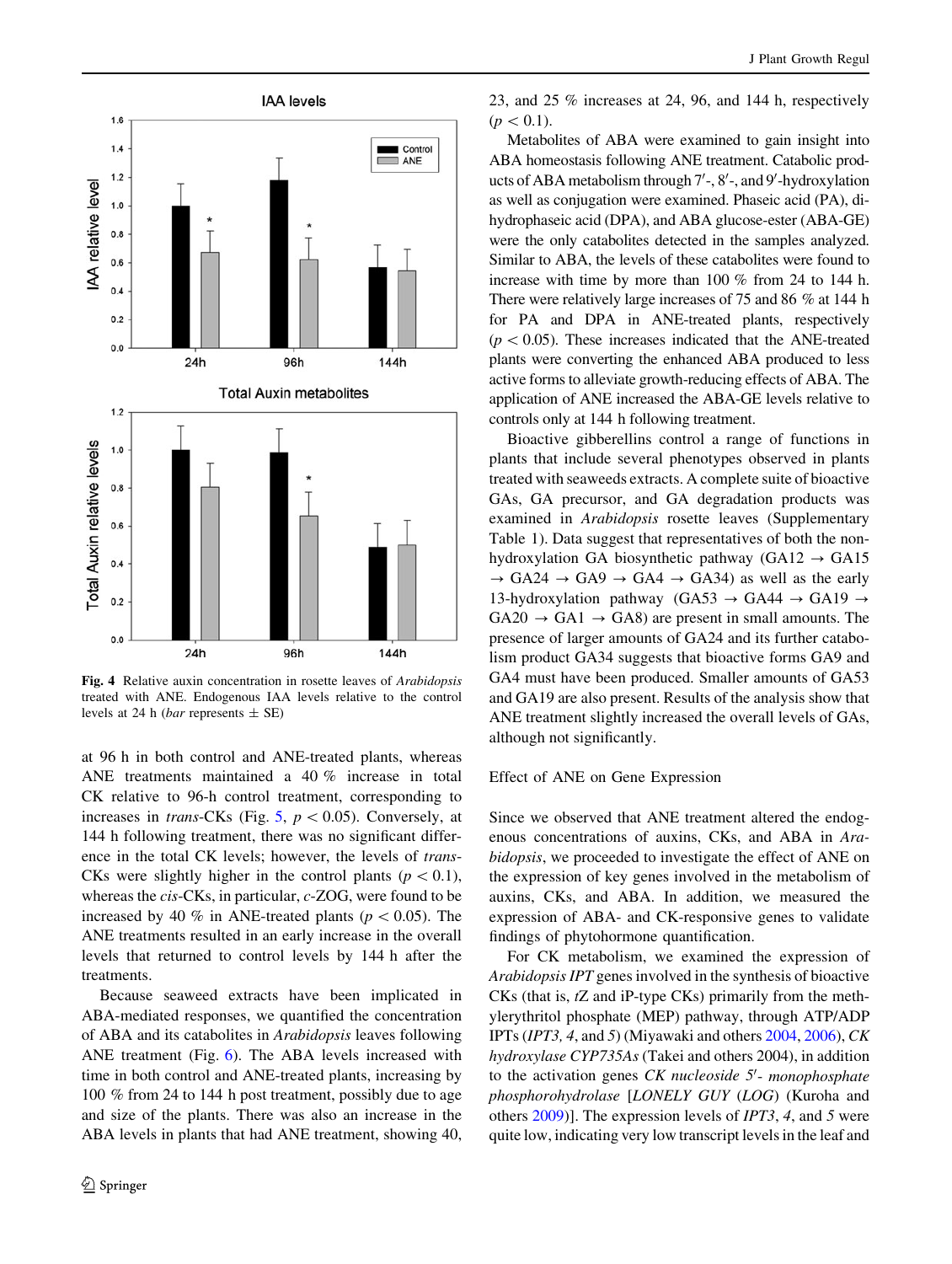Fig. 4 Relative auxin concentration in rosette leaves of *Arabidopsis* treated with ANE. Endogenous IAA levels relative to the control levels at 24 h (*bar* represents ± SE)

at 96 h in both control and ANE-treated plants, whereas ANE treatments maintained a 40 % increase in total CK relative to 96-h control treatment, corresponding to increases in *trans*-CKs (Fig. 5, $p < 0.05$). Conversely, at 144 h following treatment, there was no significant difference in the total CK levels; however, the levels of *trans*-CKs were slightly higher in the control plants ($p < 0.1$), whereas the *cis*-CKs, in particular, *c*-ZOG, were found to be increased by 40 % in ANE-treated plants ($p < 0.05$). The ANE treatments resulted in an early increase in the overall levels that returned to control levels by 144 h after the treatments.

Because seaweed extracts have been implicated in ABA-mediated responses, we quantified the concentration of ABA and its catabolites in *Arabidopsis* leaves following ANE treatment (Fig. 6). The ABA levels increased with time in both control and ANE-treated plants, increasing by 100 % from 24 to 144 h post treatment, possibly due to age and size of the plants. There was also an increase in the ABA levels in plants that had ANE treatment, showing 40, 23, and 25 % increases at 24, 96, and 144 h, respectively ($p < 0.1$).

Metabolites of ABA were examined to gain insight into ABA homeostasis following ANE treatment. Catabolic products of ABA metabolism through 7′-, 8′-, and 9′-hydroxylation as well as conjugation were examined. Phaseic acid (PA), dihydrophaseic acid (DPA), and ABA glucose-ester (ABA-GE) were the only catabolites detected in the samples analyzed. Similar to ABA, the levels of these catabolites were found to increase with time by more than 100 % from 24 to 144 h. There were relatively large increases of 75 and 86 % at 144 h for PA and DPA in ANE-treated plants, respectively ($p < 0.05$). These increases indicated that the ANE-treated plants were converting the enhanced ABA produced to less active forms to alleviate growth-reducing effects of ABA. The application of ANE increased the ABA-GE levels relative to controls only at 144 h following treatment.

Bioactive gibberellins control a range of functions in plants that include several phenotypes observed in plants treated with seaweeds extracts. A complete suite of bioactive GAs, GA precursor, and GA degradation products was examined in *Arabidopsis* rosette leaves (Supplementary Table 1). Data suggest that representatives of both the non-hydroxylation GA biosynthetic pathway (GA12 → GA15 → GA24 → GA9 → GA4 → GA34) as well as the early 13-hydroxylation pathway (GA53 → GA44 → GA19 → GA20 → GA1 → GA8) are present in small amounts. The presence of larger amounts of GA24 and its further catabolism product GA34 suggests that bioactive forms GA9 and GA4 must have been produced. Smaller amounts of GA53 and GA19 are also present. Results of the analysis show that ANE treatment slightly increased the overall levels of GAs, although not significantly.

### Effect of ANE on Gene Expression

Since we observed that ANE treatment altered the endogenous concentrations of auxins, CKs, and ABA in *Arabidopsis*, we proceeded to investigate the effect of ANE on the expression of key genes involved in the metabolism of auxins, CKs, and ABA. In addition, we measured the expression of ABA- and CK-responsive genes to validate findings of phytohormone quantification.

For CK metabolism, we examined the expression of *Arabidopsis IPT* genes involved in the synthesis of bioactive CKs (that is, *t*Z and iP-type CKs) primarily from the methylerythritol phosphate (MEP) pathway, through ATP/ADP IPTs (*IPT3, 4*, and *5*) (Miyawaki and others 2004, 2006), *CK hydroxylase CYP735As* (Takei and others 2004), in addition to the activation genes *CK nucleoside 5′- monophosphate phosphorohydrolase* [*LONELY GUY* (*LOG*) (Kuroha and others 2009)]. The expression levels of *IPT3*, *4*, and *5* were quite low, indicating very low transcript levels in the leaf and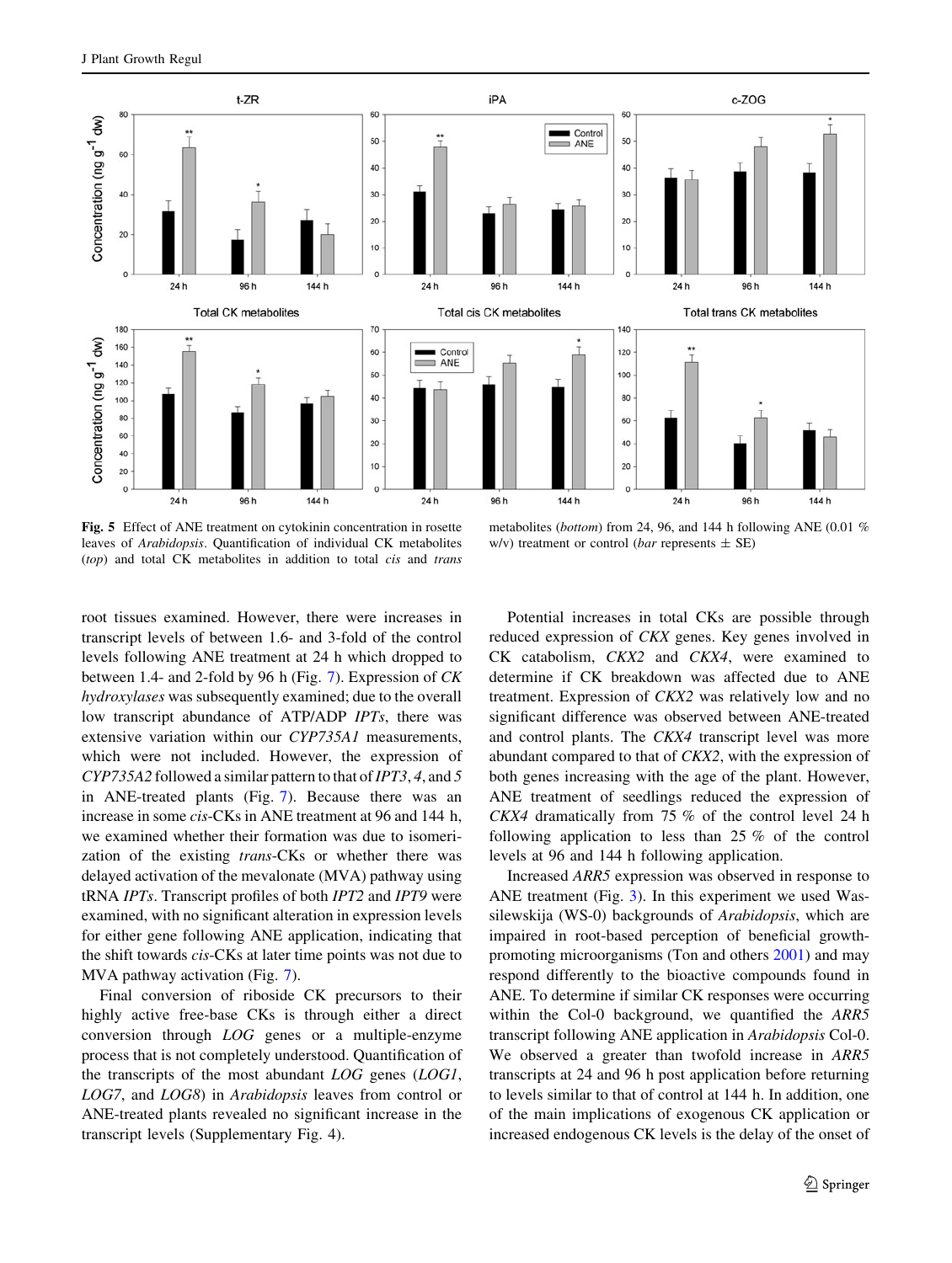**Fig. 5** Effect of ANE treatment on cytokinin concentration in rosette leaves of *Arabidopsis*. Quantification of individual CK metabolites (*top*) and total CK metabolites in addition to total *cis* and *trans* metabolites (*bottom*) from 24, 96, and 144 h following ANE (0.01 % w/v) treatment or control (*bar* represents ± SE)

root tissues examined. However, there were increases in transcript levels of between 1.6- and 3-fold of the control levels following ANE treatment at 24 h which dropped to between 1.4- and 2-fold by 96 h (Fig. 7). Expression of *CK hydroxylases* was subsequently examined; due to the overall low transcript abundance of ATP/ADP *IPTs*, there was extensive variation within our *CYP735A1* measurements, which were not included. However, the expression of *CYP735A2* followed a similar pattern to that of *IPT3*, *4*, and *5* in ANE-treated plants (Fig. 7). Because there was an increase in some *cis*-CKs in ANE treatment at 96 and 144 h, we examined whether their formation was due to isomerization of the existing *trans*-CKs or whether there was delayed activation of the mevalonate (MVA) pathway using tRNA *IPTs*. Transcript profiles of both *IPT2* and *IPT9* were examined, with no significant alteration in expression levels for either gene following ANE application, indicating that the shift towards *cis*-CKs at later time points was not due to MVA pathway activation (Fig. 7).

Final conversion of riboside CK precursors to their highly active free-base CKs is through either a direct conversion through *LOG* genes or a multiple-enzyme process that is not completely understood. Quantification of the transcripts of the most abundant *LOG* genes (*LOG1*, *LOG7*, and *LOG8*) in *Arabidopsis* leaves from control or ANE-treated plants revealed no significant increase in the transcript levels (Supplementary Fig. 4).

Potential increases in total CKs are possible through reduced expression of *CKX* genes. Key genes involved in CK catabolism, *CKX2* and *CKX4*, were examined to determine if CK breakdown was affected due to ANE treatment. Expression of *CKX2* was relatively low and no significant difference was observed between ANE-treated and control plants. The *CKX4* transcript level was more abundant compared to that of *CKX2*, with the expression of both genes increasing with the age of the plant. However, ANE treatment of seedlings reduced the expression of *CKX4* dramatically from 75 % of the control level 24 h following application to less than 25 % of the control levels at 96 and 144 h following application.

Increased *ARR5* expression was observed in response to ANE treatment (Fig. 3). In this experiment we used Wassilewskija (WS-0) backgrounds of *Arabidopsis*, which are impaired in root-based perception of beneficial growth-promoting microorganisms (Ton and others 2001) and may respond differently to the bioactive compounds found in ANE. To determine if similar CK responses were occurring within the Col-0 background, we quantified the *ARR5* transcript following ANE application in *Arabidopsis* Col-0. We observed a greater than twofold increase in *ARR5* transcripts at 24 and 96 h post application before returning to levels similar to that of control at 144 h. In addition, one of the main implications of exogenous CK application or increased endogenous CK levels is the delay of the onset of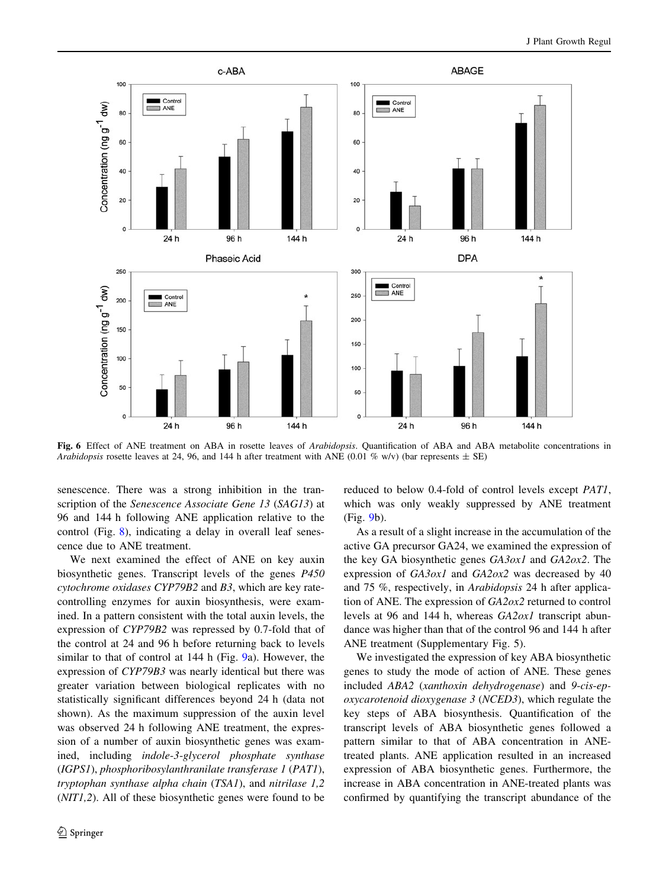**Fig. 6** Effect of ANE treatment on ABA in rosette leaves of *Arabidopsis*. Quantification of ABA and ABA metabolite concentrations in *Arabidopsis* rosette leaves at 24, 96, and 144 h after treatment with ANE (0.01 % w/v) (bar represents ± SE)

senescence. There was a strong inhibition in the transcription of the *Senescence Associate Gene 13* (*SAG13*) at 96 and 144 h following ANE application relative to the control (Fig. 8), indicating a delay in overall leaf senescence due to ANE treatment.

We next examined the effect of ANE on key auxin biosynthetic genes. Transcript levels of the genes *P450 cytochrome oxidases CYP79B2* and *B3*, which are key rate-controlling enzymes for auxin biosynthesis, were examined. In a pattern consistent with the total auxin levels, the expression of *CYP79B2* was repressed by 0.7-fold that of the control at 24 and 96 h before returning back to levels similar to that of control at 144 h (Fig. 9a). However, the expression of *CYP79B3* was nearly identical but there was greater variation between biological replicates with no statistically significant differences beyond 24 h (data not shown). As the maximum suppression of the auxin level was observed 24 h following ANE treatment, the expression of a number of auxin biosynthetic genes was examined, including *indole-3-glycerol phosphate synthase* (*IGPS1*), *phosphoribosylanthranilate transferase 1* (*PAT1*), *tryptophan synthase alpha chain* (*TSA1*), and *nitrilase 1,2* (*NIT1,2*). All of these biosynthetic genes were found to be reduced to below 0.4-fold of control levels except *PAT1*, which was only weakly suppressed by ANE treatment (Fig. 9b).

As a result of a slight increase in the accumulation of the active GA precursor GA24, we examined the expression of the key GA biosynthetic genes *GA3ox1* and *GA2ox2*. The expression of *GA3ox1* and *GA2ox2* was decreased by 40 and 75 %, respectively, in *Arabidopsis* 24 h after application of ANE. The expression of *GA2ox2* returned to control levels at 96 and 144 h, whereas *GA2ox1* transcript abundance was higher than that of the control 96 and 144 h after ANE treatment (Supplementary Fig. 5).

We investigated the expression of key ABA biosynthetic genes to study the mode of action of ANE. These genes included *ABA2* (*xanthoxin dehydrogenase*) and *9-cis-epoxycarotenoid dioxygenase 3* (*NCED3*), which regulate the key steps of ABA biosynthesis. Quantification of the transcript levels of ABA biosynthetic genes followed a pattern similar to that of ABA concentration in ANE-treated plants. ANE application resulted in an increased expression of ABA biosynthetic genes. Furthermore, the increase in ABA concentration in ANE-treated plants was confirmed by quantifying the transcript abundance of the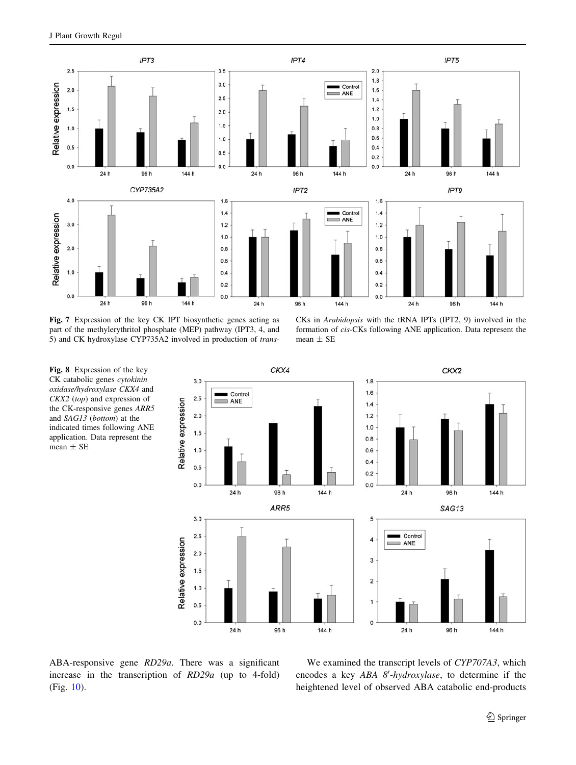**Fig. 7** Expression of the key CK IPT biosynthetic genes acting as part of the methylerythritol phosphate (MEP) pathway (IPT3, 4, and 5) and CK hydroxylase CYP735A2 involved in production of *trans*-CKs in *Arabidopsis* with the tRNA IPTs (IPT2, 9) involved in the formation of *cis*-CKs following ANE application. Data represent the mean ± SE

**Fig. 8** Expression of the key CK catabolic genes *cytokinin oxidase/hydroxylase CKX4* and *CKX2* (*top*) and expression of the CK-responsive genes *ARR5* and *SAG13* (*bottom*) at the indicated times following ANE application. Data represent the mean ± SE

ABA-responsive gene *RD29a*. There was a significant increase in the transcription of *RD29a* (up to 4-fold) (Fig. 10).

We examined the transcript levels of *CYP707A3*, which encodes a key *ABA 8′-hydroxylase*, to determine if the heightened level of observed ABA catabolic end-products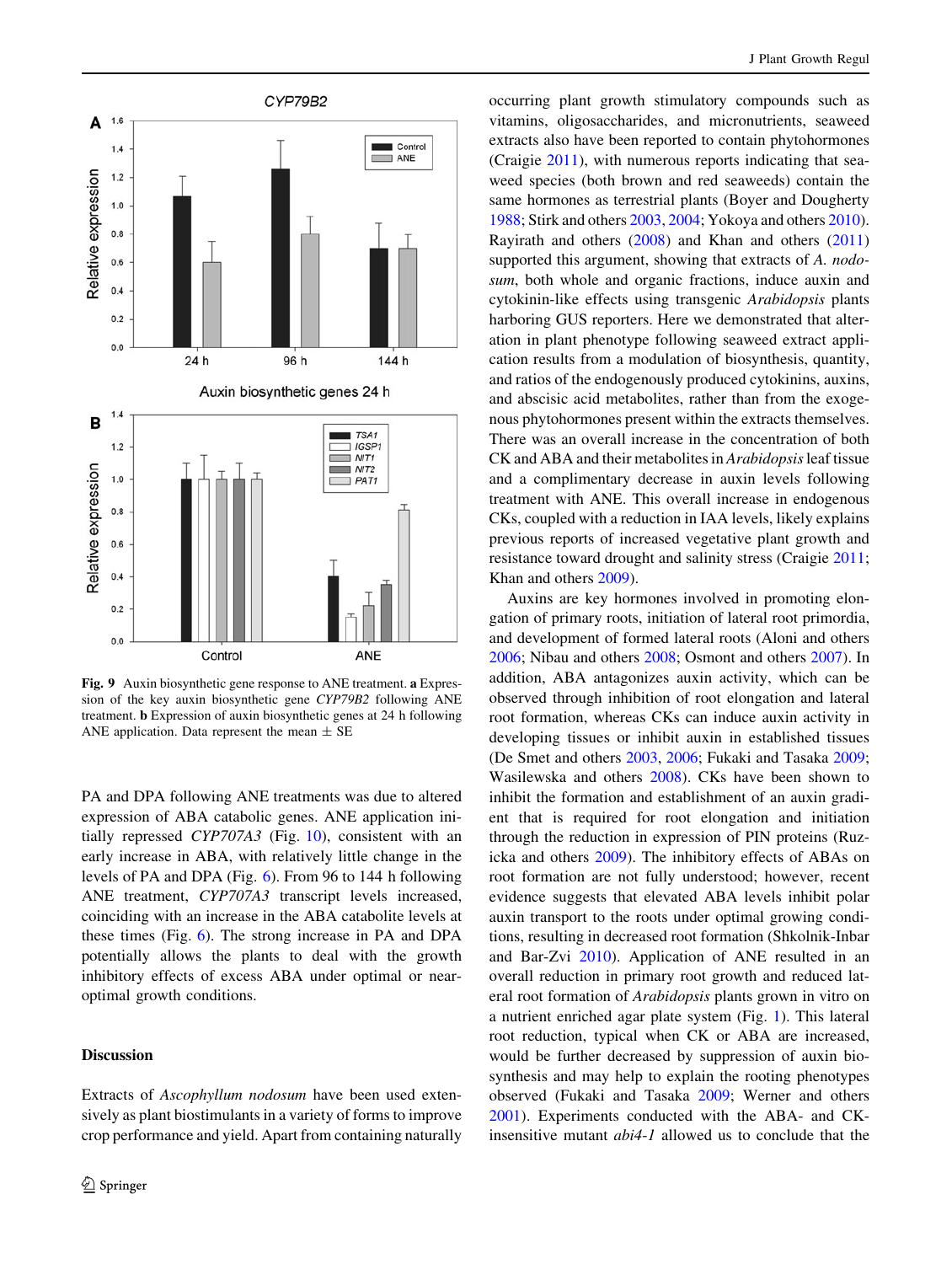Fig. 9 Auxin biosynthetic gene response to ANE treatment. **a** Expression of the key auxin biosynthetic gene *CYP79B2* following ANE treatment. **b** Expression of auxin biosynthetic genes at 24 h following ANE application. Data represent the mean ± SE

PA and DPA following ANE treatments was due to altered expression of ABA catabolic genes. ANE application initially repressed *CYP707A3* (Fig. 10), consistent with an early increase in ABA, with relatively little change in the levels of PA and DPA (Fig. 6). From 96 to 144 h following ANE treatment, *CYP707A3* transcript levels increased, coinciding with an increase in the ABA catabolite levels at these times (Fig. 6). The strong increase in PA and DPA potentially allows the plants to deal with the growth inhibitory effects of excess ABA under optimal or near-optimal growth conditions.

## Discussion

Extracts of *Ascophyllum nodosum* have been used extensively as plant biostimulants in a variety of forms to improve crop performance and yield. Apart from containing naturally occurring plant growth stimulatory compounds such as vitamins, oligosaccharides, and micronutrients, seaweed extracts also have been reported to contain phytohormones (Craigie 2011), with numerous reports indicating that seaweed species (both brown and red seaweeds) contain the same hormones as terrestrial plants (Boyer and Dougherty 1988; Stirk and others 2003, 2004; Yokoya and others 2010). Rayirath and others (2008) and Khan and others (2011) supported this argument, showing that extracts of *A. nodosum*, both whole and organic fractions, induce auxin and cytokinin-like effects using transgenic *Arabidopsis* plants harboring GUS reporters. Here we demonstrated that alteration in plant phenotype following seaweed extract application results from a modulation of biosynthesis, quantity, and ratios of the endogenously produced cytokinins, auxins, and abscisic acid metabolites, rather than from the exogenous phytohormones present within the extracts themselves. There was an overall increase in the concentration of both CK and ABA and their metabolites in *Arabidopsis* leaf tissue and a complimentary decrease in auxin levels following treatment with ANE. This overall increase in endogenous CKs, coupled with a reduction in IAA levels, likely explains previous reports of increased vegetative plant growth and resistance toward drought and salinity stress (Craigie 2011; Khan and others 2009).

Auxins are key hormones involved in promoting elongation of primary roots, initiation of lateral root primordia, and development of formed lateral roots (Aloni and others 2006; Nibau and others 2008; Osmont and others 2007). In addition, ABA antagonizes auxin activity, which can be observed through inhibition of root elongation and lateral root formation, whereas CKs can induce auxin activity in developing tissues or inhibit auxin in established tissues (De Smet and others 2003, 2006; Fukaki and Tasaka 2009; Wasilewska and others 2008). CKs have been shown to inhibit the formation and establishment of an auxin gradient that is required for root elongation and initiation through the reduction in expression of PIN proteins (Ruzicka and others 2009). The inhibitory effects of ABAs on root formation are not fully understood; however, recent evidence suggests that elevated ABA levels inhibit polar auxin transport to the roots under optimal growing conditions, resulting in decreased root formation (Shkolnik-Inbar and Bar-Zvi 2010). Application of ANE resulted in an overall reduction in primary root growth and reduced lateral root formation of *Arabidopsis* plants grown in vitro on a nutrient enriched agar plate system (Fig. 1). This lateral root reduction, typical when CK or ABA are increased, would be further decreased by suppression of auxin biosynthesis and may help to explain the rooting phenotypes observed (Fukaki and Tasaka 2009; Werner and others 2001). Experiments conducted with the ABA- and CK-insensitive mutant *abi4-1* allowed us to conclude that the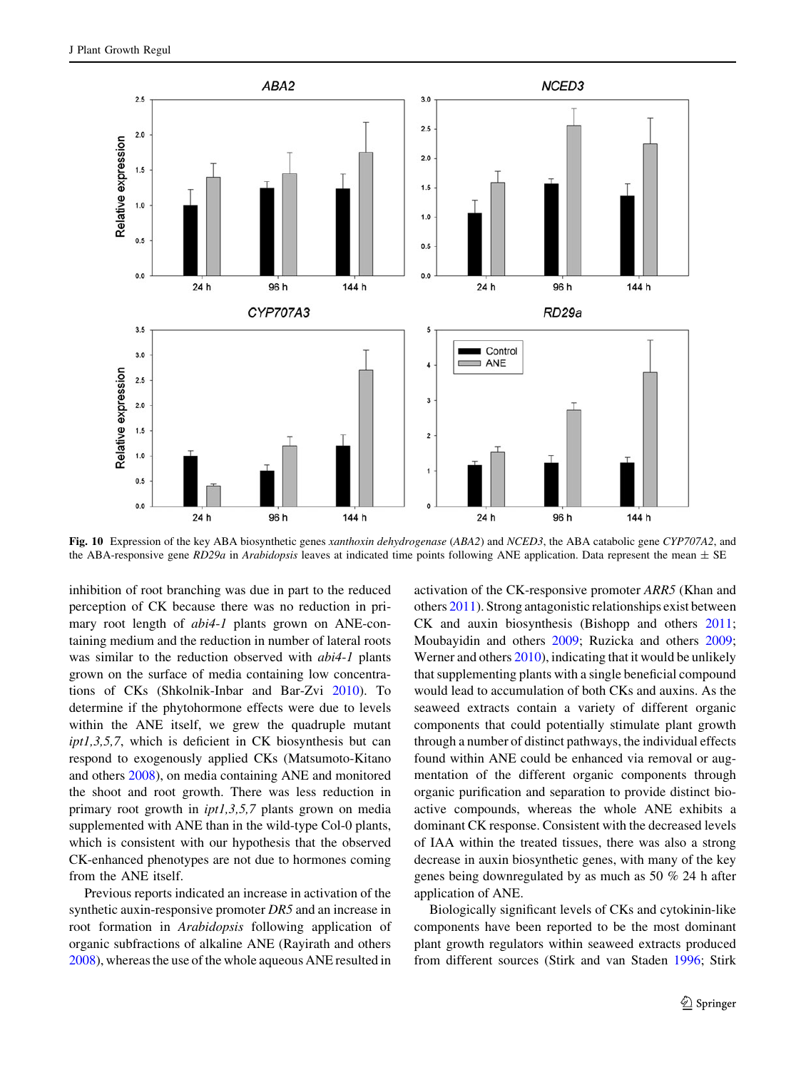Fig. 10 Expression of the key ABA biosynthetic genes *xanthoxin dehydrogenase* (*ABA2*) and *NCED3*, the ABA catabolic gene *CYP707A2*, and the ABA-responsive gene *RD29a* in *Arabidopsis* leaves at indicated time points following ANE application. Data represent the mean ± SE

inhibition of root branching was due in part to the reduced perception of CK because there was no reduction in primary root length of *abi4-1* plants grown on ANE-containing medium and the reduction in number of lateral roots was similar to the reduction observed with *abi4-1* plants grown on the surface of media containing low concentrations of CKs (Shkolnik-Inbar and Bar-Zvi 2010). To determine if the phytohormone effects were due to levels within the ANE itself, we grew the quadruple mutant *ipt1,3,5,7*, which is deficient in CK biosynthesis but can respond to exogenously applied CKs (Matsumoto-Kitano and others 2008), on media containing ANE and monitored the shoot and root growth. There was less reduction in primary root growth in *ipt1,3,5,7* plants grown on media supplemented with ANE than in the wild-type Col-0 plants, which is consistent with our hypothesis that the observed CK-enhanced phenotypes are not due to hormones coming from the ANE itself.

Previous reports indicated an increase in activation of the synthetic auxin-responsive promoter *DR5* and an increase in root formation in *Arabidopsis* following application of organic subfractions of alkaline ANE (Rayirath and others 2008), whereas the use of the whole aqueous ANE resulted in activation of the CK-responsive promoter *ARR5* (Khan and others 2011). Strong antagonistic relationships exist between CK and auxin biosynthesis (Bishopp and others 2011; Moubayidin and others 2009; Ruzicka and others 2009; Werner and others 2010), indicating that it would be unlikely that supplementing plants with a single beneficial compound would lead to accumulation of both CKs and auxins. As the seaweed extracts contain a variety of different organic components that could potentially stimulate plant growth through a number of distinct pathways, the individual effects found within ANE could be enhanced via removal or augmentation of the different organic components through organic purification and separation to provide distinct bioactive compounds, whereas the whole ANE exhibits a dominant CK response. Consistent with the decreased levels of IAA within the treated tissues, there was also a strong decrease in auxin biosynthetic genes, with many of the key genes being downregulated by as much as 50 % 24 h after application of ANE.

Biologically significant levels of CKs and cytokinin-like components have been reported to be the most dominant plant growth regulators within seaweed extracts produced from different sources (Stirk and van Staden 1996; Stirk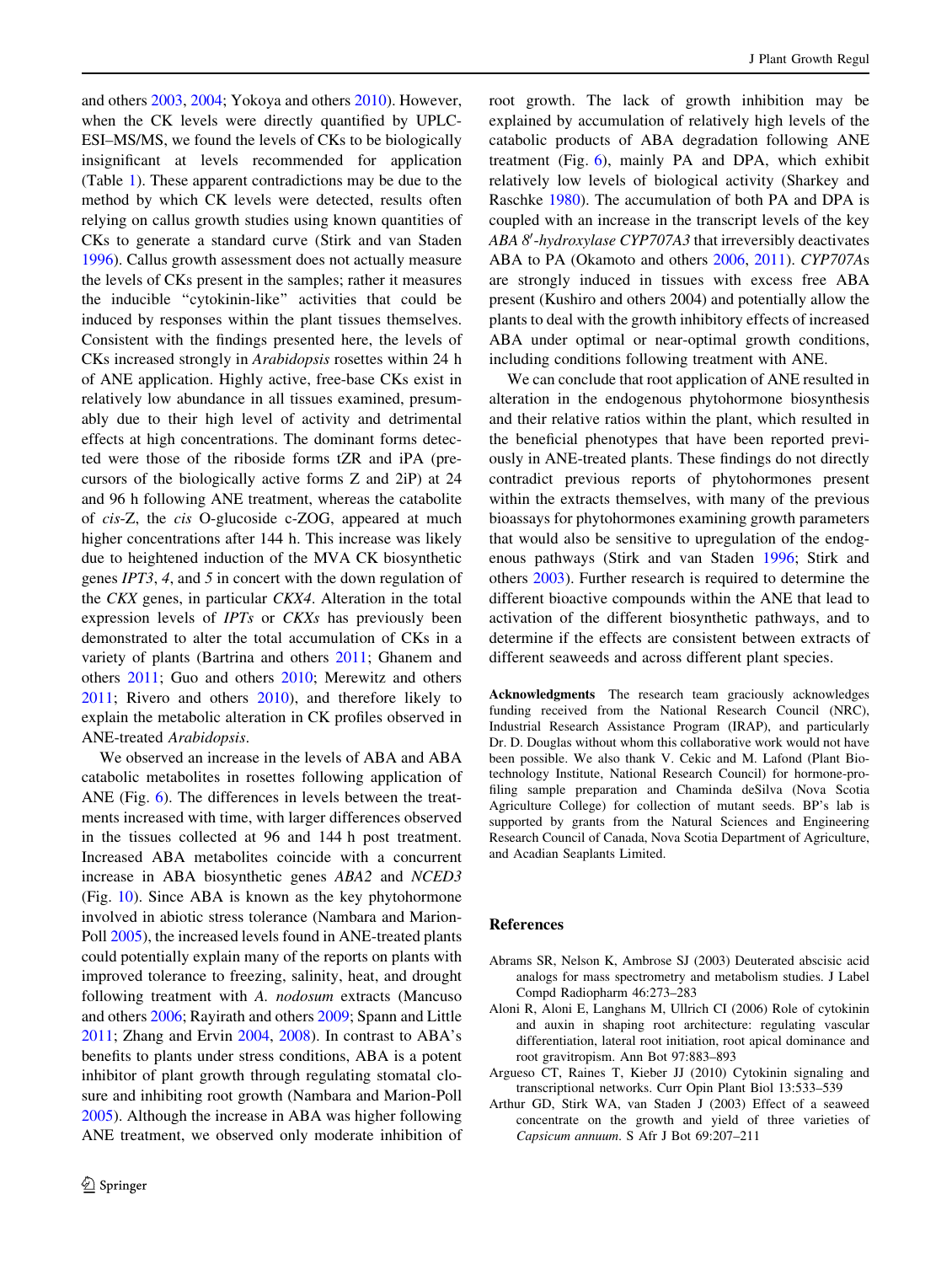and others 2003, 2004; Yokoya and others 2010). However, when the CK levels were directly quantified by UPLC-ESI–MS/MS, we found the levels of CKs to be biologically insignificant at levels recommended for application (Table 1). These apparent contradictions may be due to the method by which CK levels were detected, results often relying on callus growth studies using known quantities of CKs to generate a standard curve (Stirk and van Staden 1996). Callus growth assessment does not actually measure the levels of CKs present in the samples; rather it measures the inducible "cytokinin-like" activities that could be induced by responses within the plant tissues themselves. Consistent with the findings presented here, the levels of CKs increased strongly in *Arabidopsis* rosettes within 24 h of ANE application. Highly active, free-base CKs exist in relatively low abundance in all tissues examined, presumably due to their high level of activity and detrimental effects at high concentrations. The dominant forms detected were those of the riboside forms tZR and iPA (precursors of the biologically active forms Z and 2iP) at 24 and 96 h following ANE treatment, whereas the catabolite of *cis*-Z, the *cis* O-glucoside c-ZOG, appeared at much higher concentrations after 144 h. This increase was likely due to heightened induction of the MVA CK biosynthetic genes *IPT3*, *4*, and *5* in concert with the down regulation of the *CKX* genes, in particular *CKX4*. Alteration in the total expression levels of *IPTs* or *CKXs* has previously been demonstrated to alter the total accumulation of CKs in a variety of plants (Bartrina and others 2011; Ghanem and others 2011; Guo and others 2010; Merewitz and others 2011; Rivero and others 2010), and therefore likely to explain the metabolic alteration in CK profiles observed in ANE-treated *Arabidopsis*.

We observed an increase in the levels of ABA and ABA catabolic metabolites in rosettes following application of ANE (Fig. 6). The differences in levels between the treatments increased with time, with larger differences observed in the tissues collected at 96 and 144 h post treatment. Increased ABA metabolites coincide with a concurrent increase in ABA biosynthetic genes *ABA2* and *NCED3* (Fig. 10). Since ABA is known as the key phytohormone involved in abiotic stress tolerance (Nambara and Marion-Poll 2005), the increased levels found in ANE-treated plants could potentially explain many of the reports on plants with improved tolerance to freezing, salinity, heat, and drought following treatment with *A. nodosum* extracts (Mancuso and others 2006; Rayirath and others 2009; Spann and Little 2011; Zhang and Ervin 2004, 2008). In contrast to ABA's benefits to plants under stress conditions, ABA is a potent inhibitor of plant growth through regulating stomatal closure and inhibiting root growth (Nambara and Marion-Poll 2005). Although the increase in ABA was higher following ANE treatment, we observed only moderate inhibition of root growth. The lack of growth inhibition may be explained by accumulation of relatively high levels of the catabolic products of ABA degradation following ANE treatment (Fig. 6), mainly PA and DPA, which exhibit relatively low levels of biological activity (Sharkey and Raschke 1980). The accumulation of both PA and DPA is coupled with an increase in the transcript levels of the key *ABA 8′-hydroxylase CYP707A3* that irreversibly deactivates ABA to PA (Okamoto and others 2006, 2011). *CYP707A*s are strongly induced in tissues with excess free ABA present (Kushiro and others 2004) and potentially allow the plants to deal with the growth inhibitory effects of increased ABA under optimal or near-optimal growth conditions, including conditions following treatment with ANE.

We can conclude that root application of ANE resulted in alteration in the endogenous phytohormone biosynthesis and their relative ratios within the plant, which resulted in the beneficial phenotypes that have been reported previously in ANE-treated plants. These findings do not directly contradict previous reports of phytohormones present within the extracts themselves, with many of the previous bioassays for phytohormones examining growth parameters that would also be sensitive to upregulation of the endogenous pathways (Stirk and van Staden 1996; Stirk and others 2003). Further research is required to determine the different bioactive compounds within the ANE that lead to activation of the different biosynthetic pathways, and to determine if the effects are consistent between extracts of different seaweeds and across different plant species.

**Acknowledgments** The research team graciously acknowledges funding received from the National Research Council (NRC), Industrial Research Assistance Program (IRAP), and particularly Dr. D. Douglas without whom this collaborative work would not have been possible. We also thank V. Cekic and M. Lafond (Plant Biotechnology Institute, National Research Council) for hormone-profiling sample preparation and Chaminda deSilva (Nova Scotia Agriculture College) for collection of mutant seeds. BP's lab is supported by grants from the Natural Sciences and Engineering Research Council of Canada, Nova Scotia Department of Agriculture, and Acadian Seaplants Limited.

## References

Abrams SR, Nelson K, Ambrose SJ (2003) Deuterated abscisic acid analogs for mass spectrometry and metabolism studies. J Label Compd Radiopharm 46:273–283

Aloni R, Aloni E, Langhans M, Ullrich CI (2006) Role of cytokinin and auxin in shaping root architecture: regulating vascular differentiation, lateral root initiation, root apical dominance and root gravitropism. Ann Bot 97:883–893

Argueso CT, Raines T, Kieber JJ (2010) Cytokinin signaling and transcriptional networks. Curr Opin Plant Biol 13:533–539

Arthur GD, Stirk WA, van Staden J (2003) Effect of a seaweed concentrate on the growth and yield of three varieties of *Capsicum annuum*. S Afr J Bot 69:207–211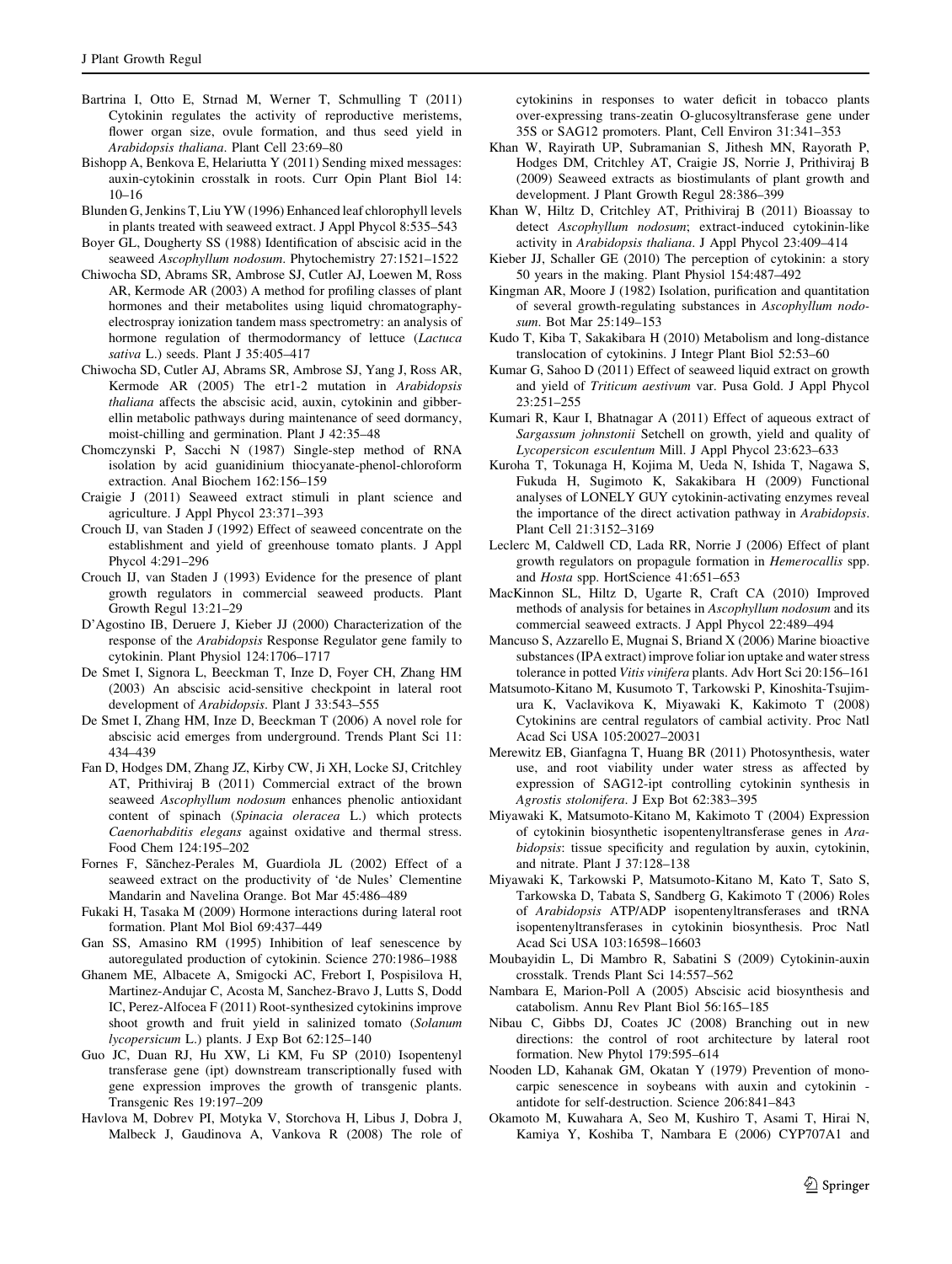Bartrina I, Otto E, Strnad M, Werner T, Schmulling T (2011) Cytokinin regulates the activity of reproductive meristems, flower organ size, ovule formation, and thus seed yield in *Arabidopsis thaliana*. Plant Cell 23:69–80

Bishopp A, Benkova E, Helariutta Y (2011) Sending mixed messages: auxin-cytokinin crosstalk in roots. Curr Opin Plant Biol 14: 10–16

Blunden G, Jenkins T, Liu YW (1996) Enhanced leaf chlorophyll levels in plants treated with seaweed extract. J Appl Phycol 8:535–543

Boyer GL, Dougherty SS (1988) Identification of abscisic acid in the seaweed *Ascophyllum nodosum*. Phytochemistry 27:1521–1522

Chiwocha SD, Abrams SR, Ambrose SJ, Cutler AJ, Loewen M, Ross AR, Kermode AR (2003) A method for profiling classes of plant hormones and their metabolites using liquid chromatography-electrospray ionization tandem mass spectrometry: an analysis of hormone regulation of thermodormancy of lettuce (*Lactuca sativa* L.) seeds. Plant J 35:405–417

Chiwocha SD, Cutler AJ, Abrams SR, Ambrose SJ, Yang J, Ross AR, Kermode AR (2005) The etr1-2 mutation in *Arabidopsis thaliana* affects the abscisic acid, auxin, cytokinin and gibberellin metabolic pathways during maintenance of seed dormancy, moist-chilling and germination. Plant J 42:35–48

Chomczynski P, Sacchi N (1987) Single-step method of RNA isolation by acid guanidinium thiocyanate-phenol-chloroform extraction. Anal Biochem 162:156–159

Craigie J (2011) Seaweed extract stimuli in plant science and agriculture. J Appl Phycol 23:371–393

Crouch IJ, van Staden J (1992) Effect of seaweed concentrate on the establishment and yield of greenhouse tomato plants. J Appl Phycol 4:291–296

Crouch IJ, van Staden J (1993) Evidence for the presence of plant growth regulators in commercial seaweed products. Plant Growth Regul 13:21–29

D'Agostino IB, Deruere J, Kieber JJ (2000) Characterization of the response of the *Arabidopsis* Response Regulator gene family to cytokinin. Plant Physiol 124:1706–1717

De Smet I, Signora L, Beeckman T, Inze D, Foyer CH, Zhang HM (2003) An abscisic acid-sensitive checkpoint in lateral root development of *Arabidopsis*. Plant J 33:543–555

De Smet I, Zhang HM, Inze D, Beeckman T (2006) A novel role for abscisic acid emerges from underground. Trends Plant Sci 11: 434–439

Fan D, Hodges DM, Zhang JZ, Kirby CW, Ji XH, Locke SJ, Critchley AT, Prithiviraj B (2011) Commercial extract of the brown seaweed *Ascophyllum nodosum* enhances phenolic antioxidant content of spinach (*Spinacia oleracea* L.) which protects *Caenorhabditis elegans* against oxidative and thermal stress. Food Chem 124:195–202

Fornes F, Sãnchez-Perales M, Guardiola JL (2002) Effect of a seaweed extract on the productivity of 'de Nules' Clementine Mandarin and Navelina Orange. Bot Mar 45:486–489

Fukaki H, Tasaka M (2009) Hormone interactions during lateral root formation. Plant Mol Biol 69:437–449

Gan SS, Amasino RM (1995) Inhibition of leaf senescence by autoregulated production of cytokinin. Science 270:1986–1988

Ghanem ME, Albacete A, Smigocki AC, Frebort I, Pospisilova H, Martinez-Andujar C, Acosta M, Sanchez-Bravo J, Lutts S, Dodd IC, Perez-Alfocea F (2011) Root-synthesized cytokinins improve shoot growth and fruit yield in salinized tomato (*Solanum lycopersicum* L.) plants. J Exp Bot 62:125–140

Guo JC, Duan RJ, Hu XW, Li KM, Fu SP (2010) Isopentenyl transferase gene (ipt) downstream transcriptionally fused with gene expression improves the growth of transgenic plants. Transgenic Res 19:197–209

Havlova M, Dobrev PI, Motyka V, Storchova H, Libus J, Dobra J, Malbeck J, Gaudinova A, Vankova R (2008) The role of cytokinins in responses to water deficit in tobacco plants over-expressing trans-zeatin O-glucosyltransferase gene under 35S or SAG12 promoters. Plant, Cell Environ 31:341–353

Khan W, Rayirath UP, Subramanian S, Jithesh MN, Rayorath P, Hodges DM, Critchley AT, Craigie JS, Norrie J, Prithiviraj B (2009) Seaweed extracts as biostimulants of plant growth and development. J Plant Growth Regul 28:386–399

Khan W, Hiltz D, Critchley AT, Prithiviraj B (2011) Bioassay to detect *Ascophyllum nodosum*; extract-induced cytokinin-like activity in *Arabidopsis thaliana*. J Appl Phycol 23:409–414

Kieber JJ, Schaller GE (2010) The perception of cytokinin: a story 50 years in the making. Plant Physiol 154:487–492

Kingman AR, Moore J (1982) Isolation, purification and quantitation of several growth-regulating substances in *Ascophyllum nodosum*. Bot Mar 25:149–153

Kudo T, Kiba T, Sakakibara H (2010) Metabolism and long-distance translocation of cytokinins. J Integr Plant Biol 52:53–60

Kumar G, Sahoo D (2011) Effect of seaweed liquid extract on growth and yield of *Triticum aestivum* var. Pusa Gold. J Appl Phycol 23:251–255

Kumari R, Kaur I, Bhatnagar A (2011) Effect of aqueous extract of *Sargassum johnstonii* Setchell on growth, yield and quality of *Lycopersicon esculentum* Mill. J Appl Phycol 23:623–633

Kuroha T, Tokunaga H, Kojima M, Ueda N, Ishida T, Nagawa S, Fukuda H, Sugimoto K, Sakakibara H (2009) Functional analyses of LONELY GUY cytokinin-activating enzymes reveal the importance of the direct activation pathway in *Arabidopsis*. Plant Cell 21:3152–3169

Leclerc M, Caldwell CD, Lada RR, Norrie J (2006) Effect of plant growth regulators on propagule formation in *Hemerocallis* spp. and *Hosta* spp. HortScience 41:651–653

MacKinnon SL, Hiltz D, Ugarte R, Craft CA (2010) Improved methods of analysis for betaines in *Ascophyllum nodosum* and its commercial seaweed extracts. J Appl Phycol 22:489–494

Mancuso S, Azzarello E, Mugnai S, Briand X (2006) Marine bioactive substances (IPA extract) improve foliar ion uptake and water stress tolerance in potted *Vitis vinifera* plants. Adv Hort Sci 20:156–161

Matsumoto-Kitano M, Kusumoto T, Tarkowski P, Kinoshita-Tsujimura K, Vaclavikova K, Miyawaki K, Kakimoto T (2008) Cytokinins are central regulators of cambial activity. Proc Natl Acad Sci USA 105:20027–20031

Merewitz EB, Gianfagna T, Huang BR (2011) Photosynthesis, water use, and root viability under water stress as affected by expression of SAG12-ipt controlling cytokinin synthesis in *Agrostis stolonifera*. J Exp Bot 62:383–395

Miyawaki K, Matsumoto-Kitano M, Kakimoto T (2004) Expression of cytokinin biosynthetic isopentenyltransferase genes in *Arabidopsis*: tissue specificity and regulation by auxin, cytokinin, and nitrate. Plant J 37:128–138

Miyawaki K, Tarkowski P, Matsumoto-Kitano M, Kato T, Sato S, Tarkowska D, Tabata S, Sandberg G, Kakimoto T (2006) Roles of *Arabidopsis* ATP/ADP isopentenyltransferases and tRNA isopentenyltransferases in cytokinin biosynthesis. Proc Natl Acad Sci USA 103:16598–16603

Moubayidin L, Di Mambro R, Sabatini S (2009) Cytokinin-auxin crosstalk. Trends Plant Sci 14:557–562

Nambara E, Marion-Poll A (2005) Abscisic acid biosynthesis and catabolism. Annu Rev Plant Biol 56:165–185

Nibau C, Gibbs DJ, Coates JC (2008) Branching out in new directions: the control of root architecture by lateral root formation. New Phytol 179:595–614

Nooden LD, Kahanak GM, Okatan Y (1979) Prevention of monocarpic senescence in soybeans with auxin and cytokinin - antidote for self-destruction. Science 206:841–843

Okamoto M, Kuwahara A, Seo M, Kushiro T, Asami T, Hirai N, Kamiya Y, Koshiba T, Nambara E (2006) CYP707A1 and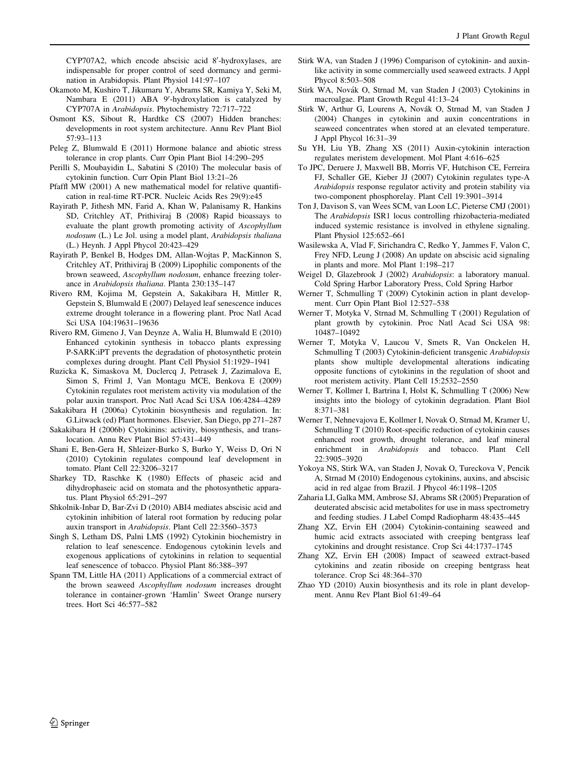CYP707A2, which encode abscisic acid 8′-hydroxylases, are indispensable for proper control of seed dormancy and germination in Arabidopsis. Plant Physiol 141:97–107

Okamoto M, Kushiro T, Jikumaru Y, Abrams SR, Kamiya Y, Seki M, Nambara E (2011) ABA 9′-hydroxylation is catalyzed by CYP707A in *Arabidopsis*. Phytochemistry 72:717–722

Osmont KS, Sibout R, Hardtke CS (2007) Hidden branches: developments in root system architecture. Annu Rev Plant Biol 57:93–113

Peleg Z, Blumwald E (2011) Hormone balance and abiotic stress tolerance in crop plants. Curr Opin Plant Biol 14:290–295

Perilli S, Moubayidin L, Sabatini S (2010) The molecular basis of cytokinin function. Curr Opin Plant Biol 13:21–26

Pfaffl MW (2001) A new mathematical model for relative quantification in real-time RT-PCR. Nucleic Acids Res 29(9):e45

Rayirath P, Jithesh MN, Farid A, Khan W, Palanisamy R, Hankins SD, Critchley AT, Prithiviraj B (2008) Rapid bioassays to evaluate the plant growth promoting activity of *Ascophyllum nodosum* (L.) Le Jol. using a model plant, *Arabidopsis thaliana* (L.) Heynh. J Appl Phycol 20:423–429

Rayirath P, Benkel B, Hodges DM, Allan-Wojtas P, MacKinnon S, Critchley AT, Prithiviraj B (2009) Lipophilic components of the brown seaweed, *Ascophyllum nodosum*, enhance freezing tolerance in *Arabidopsis thaliana*. Planta 230:135–147

Rivero RM, Kojima M, Gepstein A, Sakakibara H, Mittler R, Gepstein S, Blumwald E (2007) Delayed leaf senescence induces extreme drought tolerance in a flowering plant. Proc Natl Acad Sci USA 104:19631–19636

Rivero RM, Gimeno J, Van Deynze A, Walia H, Blumwald E (2010) Enhanced cytokinin synthesis in tobacco plants expressing P-SARK:iPT prevents the degradation of photosynthetic protein complexes during drought. Plant Cell Physiol 51:1929–1941

Ruzicka K, Simaskova M, Duclercq J, Petrasek J, Zazimalova E, Simon S, Friml J, Van Montagu MCE, Benkova E (2009) Cytokinin regulates root meristem activity via modulation of the polar auxin transport. Proc Natl Acad Sci USA 106:4284–4289

Sakakibara H (2006a) Cytokinin biosynthesis and regulation. In: G.Litwack (ed) Plant hormones. Elsevier, San Diego, pp 271–287

Sakakibara H (2006b) Cytokinins: activity, biosynthesis, and translocation. Annu Rev Plant Biol 57:431–449

Shani E, Ben-Gera H, Shleizer-Burko S, Burko Y, Weiss D, Ori N (2010) Cytokinin regulates compound leaf development in tomato. Plant Cell 22:3206–3217

Sharkey TD, Raschke K (1980) Effects of phaseic acid and dihydrophaseic acid on stomata and the photosynthetic apparatus. Plant Physiol 65:291–297

Shkolnik-Inbar D, Bar-Zvi D (2010) ABI4 mediates abscisic acid and cytokinin inhibition of lateral root formation by reducing polar auxin transport in *Arabidopsis*. Plant Cell 22:3560–3573

Singh S, Letham DS, Palni LMS (1992) Cytokinin biochemistry in relation to leaf senescence. Endogenous cytokinin levels and exogenous applications of cytokinins in relation to sequential leaf senescence of tobacco. Physiol Plant 86:388–397

Spann TM, Little HA (2011) Applications of a commercial extract of the brown seaweed *Ascophyllum nodosum* increases drought tolerance in container-grown 'Hamlin' Sweet Orange nursery trees. Hort Sci 46:577–582

Stirk WA, van Staden J (1996) Comparison of cytokinin- and auxin-like activity in some commercially used seaweed extracts. J Appl Phycol 8:503–508

Stirk WA, Novák O, Strnad M, van Staden J (2003) Cytokinins in macroalgae. Plant Growth Regul 41:13–24

Stirk W, Arthur G, Lourens A, Novák O, Strnad M, van Staden J (2004) Changes in cytokinin and auxin concentrations in seaweed concentrates when stored at an elevated temperature. J Appl Phycol 16:31–39

Su YH, Liu YB, Zhang XS (2011) Auxin-cytokinin interaction regulates meristem development. Mol Plant 4:616–625

To JPC, Deruere J, Maxwell BB, Morris VF, Hutchison CE, Ferreira FJ, Schaller GE, Kieber JJ (2007) Cytokinin regulates type-A *Arabidopsis* response regulator activity and protein stability via two-component phosphorelay. Plant Cell 19:3901–3914

Ton J, Davison S, van Wees SCM, van Loon LC, Pieterse CMJ (2001) The *Arabidopsis* ISR1 locus controlling rhizobacteria-mediated induced systemic resistance is involved in ethylene signaling. Plant Physiol 125:652–661

Wasilewska A, Vlad F, Sirichandra C, Redko Y, Jammes F, Valon C, Frey NFD, Leung J (2008) An update on abscisic acid signaling in plants and more. Mol Plant 1:198–217

Weigel D, Glazebrook J (2002) *Arabidopsis*: a laboratory manual. Cold Spring Harbor Laboratory Press, Cold Spring Harbor

Werner T, Schmulling T (2009) Cytokinin action in plant development. Curr Opin Plant Biol 12:527–538

Werner T, Motyka V, Strnad M, Schmulling T (2001) Regulation of plant growth by cytokinin. Proc Natl Acad Sci USA 98: 10487–10492

Werner T, Motyka V, Laucou V, Smets R, Van Onckelen H, Schmulling T (2003) Cytokinin-deficient transgenic *Arabidopsis* plants show multiple developmental alterations indicating opposite functions of cytokinins in the regulation of shoot and root meristem activity. Plant Cell 15:2532–2550

Werner T, Kollmer I, Bartrina I, Holst K, Schmulling T (2006) New insights into the biology of cytokinin degradation. Plant Biol 8:371–381

Werner T, Nehnevajova E, Kollmer I, Novak O, Strnad M, Kramer U, Schmulling T (2010) Root-specific reduction of cytokinin causes enhanced root growth, drought tolerance, and leaf mineral enrichment in *Arabidopsis* and tobacco. Plant Cell 22:3905–3920

Yokoya NS, Stirk WA, van Staden J, Novak O, Tureckova V, Pencik A, Strnad M (2010) Endogenous cytokinins, auxins, and abscisic acid in red algae from Brazil. J Phycol 46:1198–1205

Zaharia LI, Galka MM, Ambrose SJ, Abrams SR (2005) Preparation of deuterated abscisic acid metabolites for use in mass spectrometry and feeding studies. J Label Compd Radiopharm 48:435–445

Zhang XZ, Ervin EH (2004) Cytokinin-containing seaweed and humic acid extracts associated with creeping bentgrass leaf cytokinins and drought resistance. Crop Sci 44:1737–1745

Zhang XZ, Ervin EH (2008) Impact of seaweed extract-based cytokinins and zeatin riboside on creeping bentgrass heat tolerance. Crop Sci 48:364–370

Zhao YD (2010) Auxin biosynthesis and its role in plant development. Annu Rev Plant Biol 61:49–64